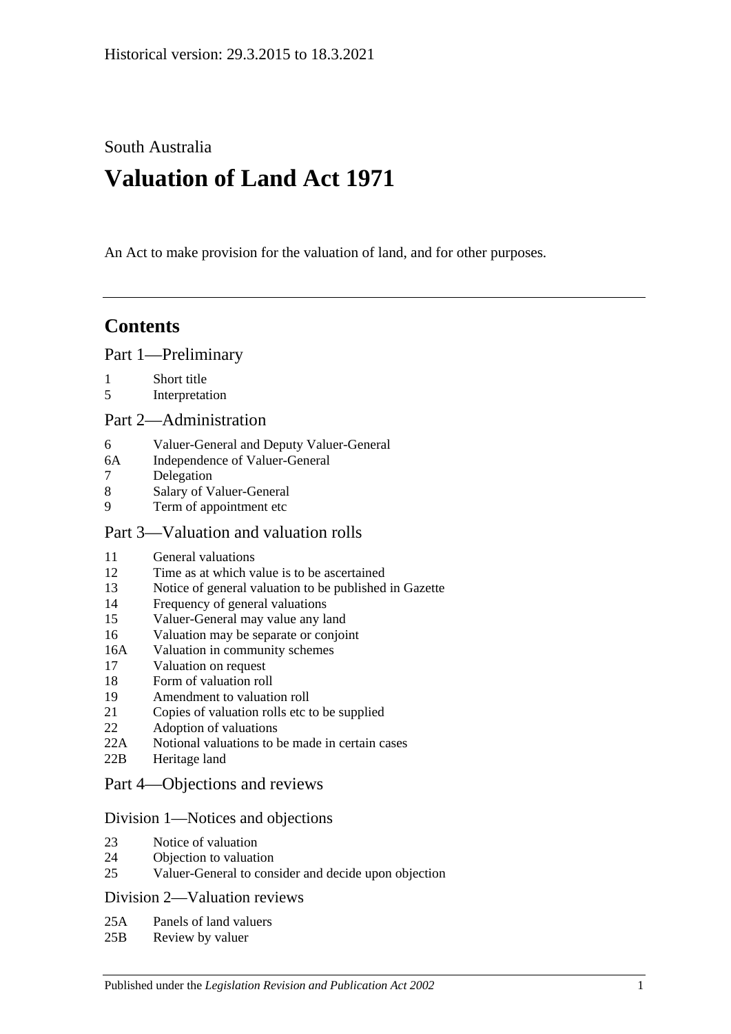Historical version: 29.3.2015 to 18.3.2021

South Australia

# Valuation of Land Act 1971

An Act to make provision for the valuation of land, and for other purposes.

## Contents

### Part 1—Preliminary

1 Short title
5 Interpretation

### Part 2—Administration

6 Valuer-General and Deputy Valuer-General
6A Independence of Valuer-General
7 Delegation
8 Salary of Valuer-General
9 Term of appointment etc

### Part 3—Valuation and valuation rolls

11 General valuations
12 Time as at which value is to be ascertained
13 Notice of general valuation to be published in Gazette
14 Frequency of general valuations
15 Valuer-General may value any land
16 Valuation may be separate or conjoint
16A Valuation in community schemes
17 Valuation on request
18 Form of valuation roll
19 Amendment to valuation roll
21 Copies of valuation rolls etc to be supplied
22 Adoption of valuations
22A Notional valuations to be made in certain cases
22B Heritage land

### Part 4—Objections and reviews

#### Division 1—Notices and objections

23 Notice of valuation
24 Objection to valuation
25 Valuer-General to consider and decide upon objection

#### Division 2—Valuation reviews

25A Panels of land valuers
25B Review by valuer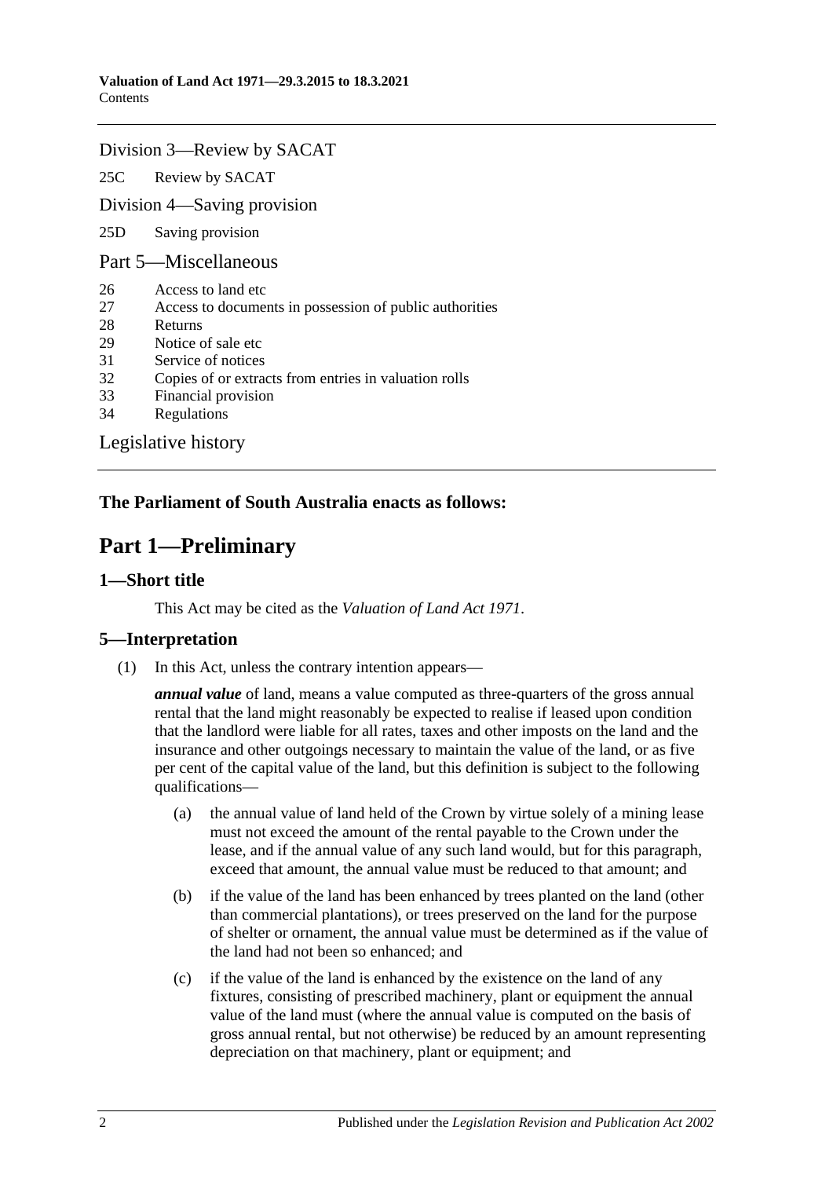Division 3—Review by SACAT

25C Review by SACAT

Division 4—Saving provision

25D Saving provision

Part 5—Miscellaneous

26 Access to land etc
27 Access to documents in possession of public authorities
28 Returns
29 Notice of sale etc
31 Service of notices
32 Copies of or extracts from entries in valuation rolls
33 Financial provision
34 Regulations

Legislative history

**The Parliament of South Australia enacts as follows:**

# Part 1—Preliminary

## 1—Short title

This Act may be cited as the *Valuation of Land Act 1971*.

## 5—Interpretation

(1) In this Act, unless the contrary intention appears—

***annual value*** of land, means a value computed as three-quarters of the gross annual rental that the land might reasonably be expected to realise if leased upon condition that the landlord were liable for all rates, taxes and other imposts on the land and the insurance and other outgoings necessary to maintain the value of the land, or as five per cent of the capital value of the land, but this definition is subject to the following qualifications—

(a) the annual value of land held of the Crown by virtue solely of a mining lease must not exceed the amount of the rental payable to the Crown under the lease, and if the annual value of any such land would, but for this paragraph, exceed that amount, the annual value must be reduced to that amount; and

(b) if the value of the land has been enhanced by trees planted on the land (other than commercial plantations), or trees preserved on the land for the purpose of shelter or ornament, the annual value must be determined as if the value of the land had not been so enhanced; and

(c) if the value of the land is enhanced by the existence on the land of any fixtures, consisting of prescribed machinery, plant or equipment the annual value of the land must (where the annual value is computed on the basis of gross annual rental, but not otherwise) be reduced by an amount representing depreciation on that machinery, plant or equipment; and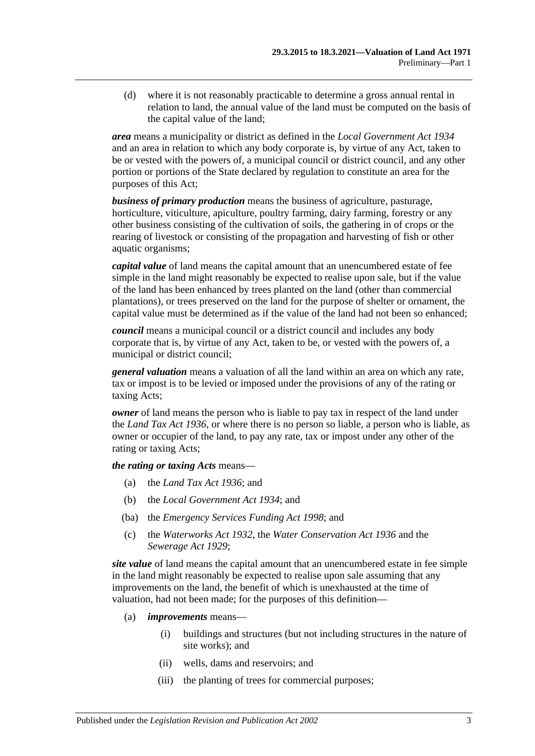(d) where it is not reasonably practicable to determine a gross annual rental in relation to land, the annual value of the land must be computed on the basis of the capital value of the land;

***area*** means a municipality or district as defined in the *Local Government Act 1934* and an area in relation to which any body corporate is, by virtue of any Act, taken to be or vested with the powers of, a municipal council or district council, and any other portion or portions of the State declared by regulation to constitute an area for the purposes of this Act;

***business of primary production*** means the business of agriculture, pasturage, horticulture, viticulture, apiculture, poultry farming, dairy farming, forestry or any other business consisting of the cultivation of soils, the gathering in of crops or the rearing of livestock or consisting of the propagation and harvesting of fish or other aquatic organisms;

***capital value*** of land means the capital amount that an unencumbered estate of fee simple in the land might reasonably be expected to realise upon sale, but if the value of the land has been enhanced by trees planted on the land (other than commercial plantations), or trees preserved on the land for the purpose of shelter or ornament, the capital value must be determined as if the value of the land had not been so enhanced;

***council*** means a municipal council or a district council and includes any body corporate that is, by virtue of any Act, taken to be, or vested with the powers of, a municipal or district council;

***general valuation*** means a valuation of all the land within an area on which any rate, tax or impost is to be levied or imposed under the provisions of any of the rating or taxing Acts;

***owner*** of land means the person who is liable to pay tax in respect of the land under the *Land Tax Act 1936*, or where there is no person so liable, a person who is liable, as owner or occupier of the land, to pay any rate, tax or impost under any other of the rating or taxing Acts;

***the rating or taxing Acts*** means—

(a) the *Land Tax Act 1936*; and

(b) the *Local Government Act 1934*; and

(ba) the *Emergency Services Funding Act 1998*; and

(c) the *Waterworks Act 1932*, the *Water Conservation Act 1936* and the *Sewerage Act 1929*;

***site value*** of land means the capital amount that an unencumbered estate in fee simple in the land might reasonably be expected to realise upon sale assuming that any improvements on the land, the benefit of which is unexhausted at the time of valuation, had not been made; for the purposes of this definition—

(a) ***improvements*** means—

(i) buildings and structures (but not including structures in the nature of site works); and

(ii) wells, dams and reservoirs; and

(iii) the planting of trees for commercial purposes;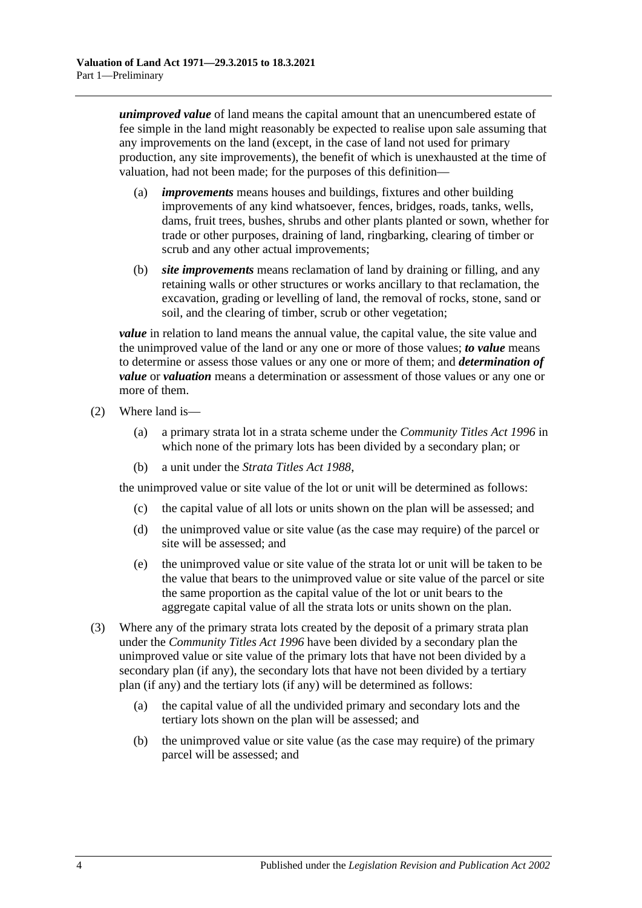***unimproved value*** of land means the capital amount that an unencumbered estate of fee simple in the land might reasonably be expected to realise upon sale assuming that any improvements on the land (except, in the case of land not used for primary production, any site improvements), the benefit of which is unexhausted at the time of valuation, had not been made; for the purposes of this definition—

- (a) ***improvements*** means houses and buildings, fixtures and other building improvements of any kind whatsoever, fences, bridges, roads, tanks, wells, dams, fruit trees, bushes, shrubs and other plants planted or sown, whether for trade or other purposes, draining of land, ringbarking, clearing of timber or scrub and any other actual improvements;
- (b) ***site improvements*** means reclamation of land by draining or filling, and any retaining walls or other structures or works ancillary to that reclamation, the excavation, grading or levelling of land, the removal of rocks, stone, sand or soil, and the clearing of timber, scrub or other vegetation;

***value*** in relation to land means the annual value, the capital value, the site value and the unimproved value of the land or any one or more of those values; ***to value*** means to determine or assess those values or any one or more of them; and ***determination of value*** or ***valuation*** means a determination or assessment of those values or any one or more of them.

- (2) Where land is—
  - (a) a primary strata lot in a strata scheme under the *Community Titles Act 1996* in which none of the primary lots has been divided by a secondary plan; or
  - (b) a unit under the *Strata Titles Act 1988*,

  the unimproved value or site value of the lot or unit will be determined as follows:

  - (c) the capital value of all lots or units shown on the plan will be assessed; and
  - (d) the unimproved value or site value (as the case may require) of the parcel or site will be assessed; and
  - (e) the unimproved value or site value of the strata lot or unit will be taken to be the value that bears to the unimproved value or site value of the parcel or site the same proportion as the capital value of the lot or unit bears to the aggregate capital value of all the strata lots or units shown on the plan.
- (3) Where any of the primary strata lots created by the deposit of a primary strata plan under the *Community Titles Act 1996* have been divided by a secondary plan the unimproved value or site value of the primary lots that have not been divided by a secondary plan (if any), the secondary lots that have not been divided by a tertiary plan (if any) and the tertiary lots (if any) will be determined as follows:
  - (a) the capital value of all the undivided primary and secondary lots and the tertiary lots shown on the plan will be assessed; and
  - (b) the unimproved value or site value (as the case may require) of the primary parcel will be assessed; and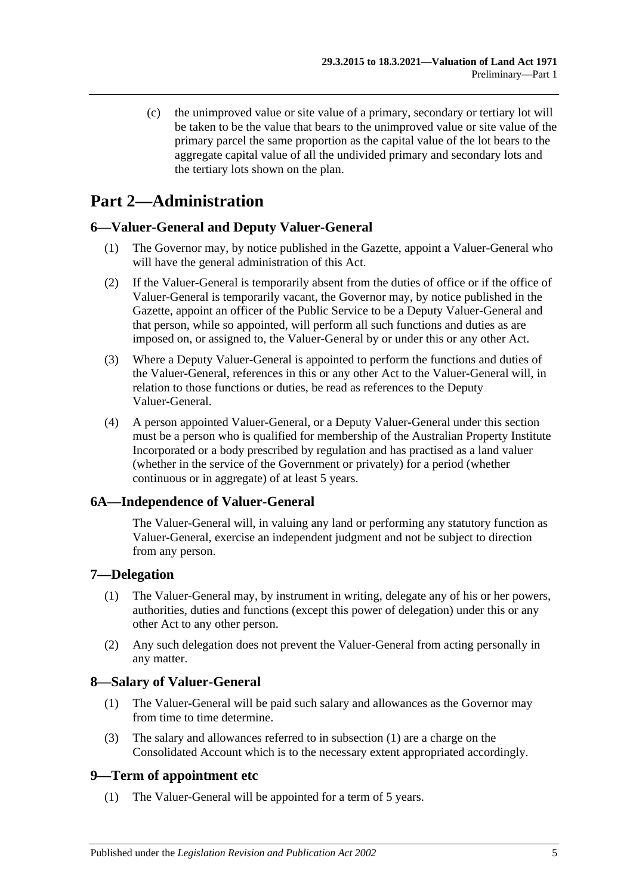(c) the unimproved value or site value of a primary, secondary or tertiary lot will be taken to be the value that bears to the unimproved value or site value of the primary parcel the same proportion as the capital value of the lot bears to the aggregate capital value of all the undivided primary and secondary lots and the tertiary lots shown on the plan.

# Part 2—Administration

## 6—Valuer-General and Deputy Valuer-General

(1) The Governor may, by notice published in the Gazette, appoint a Valuer-General who will have the general administration of this Act.

(2) If the Valuer-General is temporarily absent from the duties of office or if the office of Valuer-General is temporarily vacant, the Governor may, by notice published in the Gazette, appoint an officer of the Public Service to be a Deputy Valuer-General and that person, while so appointed, will perform all such functions and duties as are imposed on, or assigned to, the Valuer-General by or under this or any other Act.

(3) Where a Deputy Valuer-General is appointed to perform the functions and duties of the Valuer-General, references in this or any other Act to the Valuer-General will, in relation to those functions or duties, be read as references to the Deputy Valuer-General.

(4) A person appointed Valuer-General, or a Deputy Valuer-General under this section must be a person who is qualified for membership of the Australian Property Institute Incorporated or a body prescribed by regulation and has practised as a land valuer (whether in the service of the Government or privately) for a period (whether continuous or in aggregate) of at least 5 years.

## 6A—Independence of Valuer-General

The Valuer-General will, in valuing any land or performing any statutory function as Valuer-General, exercise an independent judgment and not be subject to direction from any person.

## 7—Delegation

(1) The Valuer-General may, by instrument in writing, delegate any of his or her powers, authorities, duties and functions (except this power of delegation) under this or any other Act to any other person.

(2) Any such delegation does not prevent the Valuer-General from acting personally in any matter.

## 8—Salary of Valuer-General

(1) The Valuer-General will be paid such salary and allowances as the Governor may from time to time determine.

(3) The salary and allowances referred to in subsection (1) are a charge on the Consolidated Account which is to the necessary extent appropriated accordingly.

## 9—Term of appointment etc

(1) The Valuer-General will be appointed for a term of 5 years.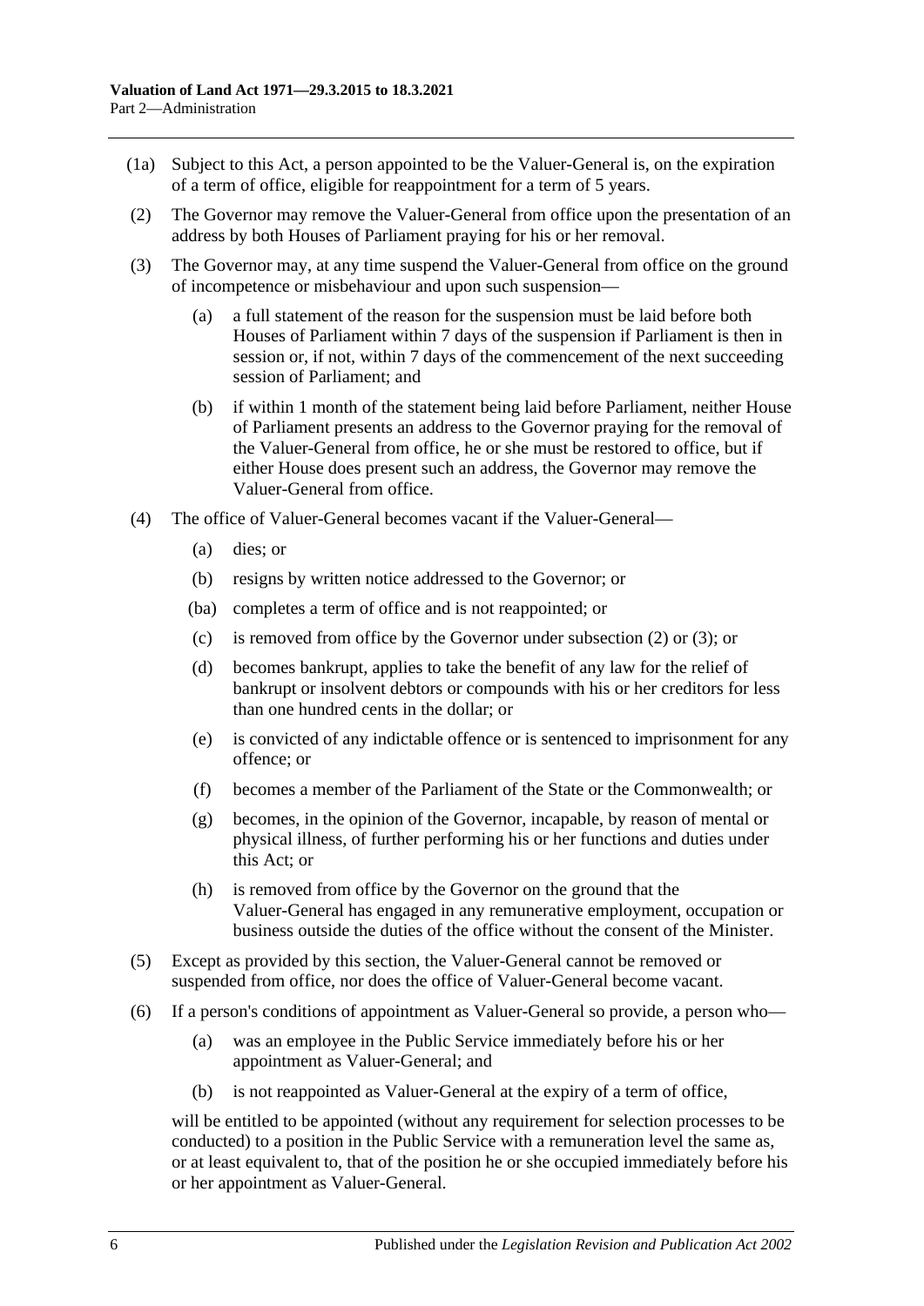(1a) Subject to this Act, a person appointed to be the Valuer-General is, on the expiration of a term of office, eligible for reappointment for a term of 5 years.

(2) The Governor may remove the Valuer-General from office upon the presentation of an address by both Houses of Parliament praying for his or her removal.

(3) The Governor may, at any time suspend the Valuer-General from office on the ground of incompetence or misbehaviour and upon such suspension—

- (a) a full statement of the reason for the suspension must be laid before both Houses of Parliament within 7 days of the suspension if Parliament is then in session or, if not, within 7 days of the commencement of the next succeeding session of Parliament; and
- (b) if within 1 month of the statement being laid before Parliament, neither House of Parliament presents an address to the Governor praying for the removal of the Valuer-General from office, he or she must be restored to office, but if either House does present such an address, the Governor may remove the Valuer-General from office.

(4) The office of Valuer-General becomes vacant if the Valuer-General—

- (a) dies; or
- (b) resigns by written notice addressed to the Governor; or
- (ba) completes a term of office and is not reappointed; or
- (c) is removed from office by the Governor under subsection (2) or (3); or
- (d) becomes bankrupt, applies to take the benefit of any law for the relief of bankrupt or insolvent debtors or compounds with his or her creditors for less than one hundred cents in the dollar; or
- (e) is convicted of any indictable offence or is sentenced to imprisonment for any offence; or
- (f) becomes a member of the Parliament of the State or the Commonwealth; or
- (g) becomes, in the opinion of the Governor, incapable, by reason of mental or physical illness, of further performing his or her functions and duties under this Act; or
- (h) is removed from office by the Governor on the ground that the Valuer-General has engaged in any remunerative employment, occupation or business outside the duties of the office without the consent of the Minister.

(5) Except as provided by this section, the Valuer-General cannot be removed or suspended from office, nor does the office of Valuer-General become vacant.

(6) If a person's conditions of appointment as Valuer-General so provide, a person who—

- (a) was an employee in the Public Service immediately before his or her appointment as Valuer-General; and
- (b) is not reappointed as Valuer-General at the expiry of a term of office,

will be entitled to be appointed (without any requirement for selection processes to be conducted) to a position in the Public Service with a remuneration level the same as, or at least equivalent to, that of the position he or she occupied immediately before his or her appointment as Valuer-General.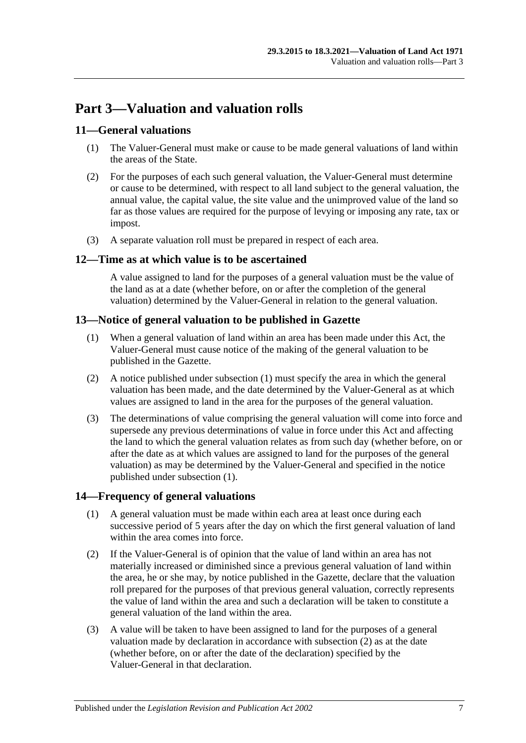# Part 3—Valuation and valuation rolls

## 11—General valuations

(1) The Valuer-General must make or cause to be made general valuations of land within the areas of the State.

(2) For the purposes of each such general valuation, the Valuer-General must determine or cause to be determined, with respect to all land subject to the general valuation, the annual value, the capital value, the site value and the unimproved value of the land so far as those values are required for the purpose of levying or imposing any rate, tax or impost.

(3) A separate valuation roll must be prepared in respect of each area.

## 12—Time as at which value is to be ascertained

A value assigned to land for the purposes of a general valuation must be the value of the land as at a date (whether before, on or after the completion of the general valuation) determined by the Valuer-General in relation to the general valuation.

## 13—Notice of general valuation to be published in Gazette

(1) When a general valuation of land within an area has been made under this Act, the Valuer-General must cause notice of the making of the general valuation to be published in the Gazette.

(2) A notice published under subsection (1) must specify the area in which the general valuation has been made, and the date determined by the Valuer-General as at which values are assigned to land in the area for the purposes of the general valuation.

(3) The determinations of value comprising the general valuation will come into force and supersede any previous determinations of value in force under this Act and affecting the land to which the general valuation relates as from such day (whether before, on or after the date as at which values are assigned to land for the purposes of the general valuation) as may be determined by the Valuer-General and specified in the notice published under subsection (1).

## 14—Frequency of general valuations

(1) A general valuation must be made within each area at least once during each successive period of 5 years after the day on which the first general valuation of land within the area comes into force.

(2) If the Valuer-General is of opinion that the value of land within an area has not materially increased or diminished since a previous general valuation of land within the area, he or she may, by notice published in the Gazette, declare that the valuation roll prepared for the purposes of that previous general valuation, correctly represents the value of land within the area and such a declaration will be taken to constitute a general valuation of the land within the area.

(3) A value will be taken to have been assigned to land for the purposes of a general valuation made by declaration in accordance with subsection (2) as at the date (whether before, on or after the date of the declaration) specified by the Valuer-General in that declaration.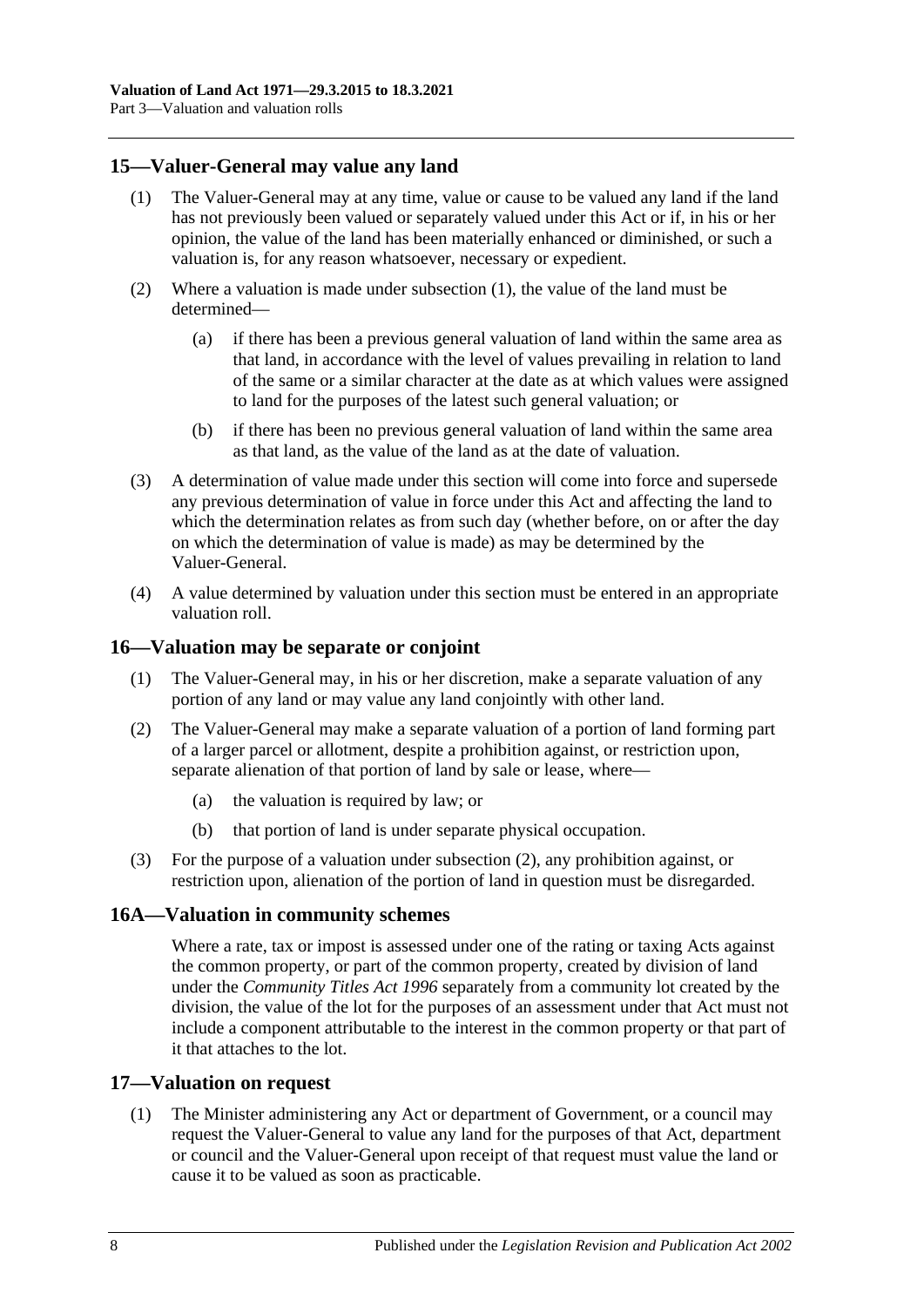## 15—Valuer-General may value any land

(1) The Valuer-General may at any time, value or cause to be valued any land if the land has not previously been valued or separately valued under this Act or if, in his or her opinion, the value of the land has been materially enhanced or diminished, or such a valuation is, for any reason whatsoever, necessary or expedient.

(2) Where a valuation is made under subsection (1), the value of the land must be determined—

(a) if there has been a previous general valuation of land within the same area as that land, in accordance with the level of values prevailing in relation to land of the same or a similar character at the date as at which values were assigned to land for the purposes of the latest such general valuation; or

(b) if there has been no previous general valuation of land within the same area as that land, as the value of the land as at the date of valuation.

(3) A determination of value made under this section will come into force and supersede any previous determination of value in force under this Act and affecting the land to which the determination relates as from such day (whether before, on or after the day on which the determination of value is made) as may be determined by the Valuer-General.

(4) A value determined by valuation under this section must be entered in an appropriate valuation roll.

## 16—Valuation may be separate or conjoint

(1) The Valuer-General may, in his or her discretion, make a separate valuation of any portion of any land or may value any land conjointly with other land.

(2) The Valuer-General may make a separate valuation of a portion of land forming part of a larger parcel or allotment, despite a prohibition against, or restriction upon, separate alienation of that portion of land by sale or lease, where—

(a) the valuation is required by law; or

(b) that portion of land is under separate physical occupation.

(3) For the purpose of a valuation under subsection (2), any prohibition against, or restriction upon, alienation of the portion of land in question must be disregarded.

## 16A—Valuation in community schemes

Where a rate, tax or impost is assessed under one of the rating or taxing Acts against the common property, or part of the common property, created by division of land under the *Community Titles Act 1996* separately from a community lot created by the division, the value of the lot for the purposes of an assessment under that Act must not include a component attributable to the interest in the common property or that part of it that attaches to the lot.

## 17—Valuation on request

(1) The Minister administering any Act or department of Government, or a council may request the Valuer-General to value any land for the purposes of that Act, department or council and the Valuer-General upon receipt of that request must value the land or cause it to be valued as soon as practicable.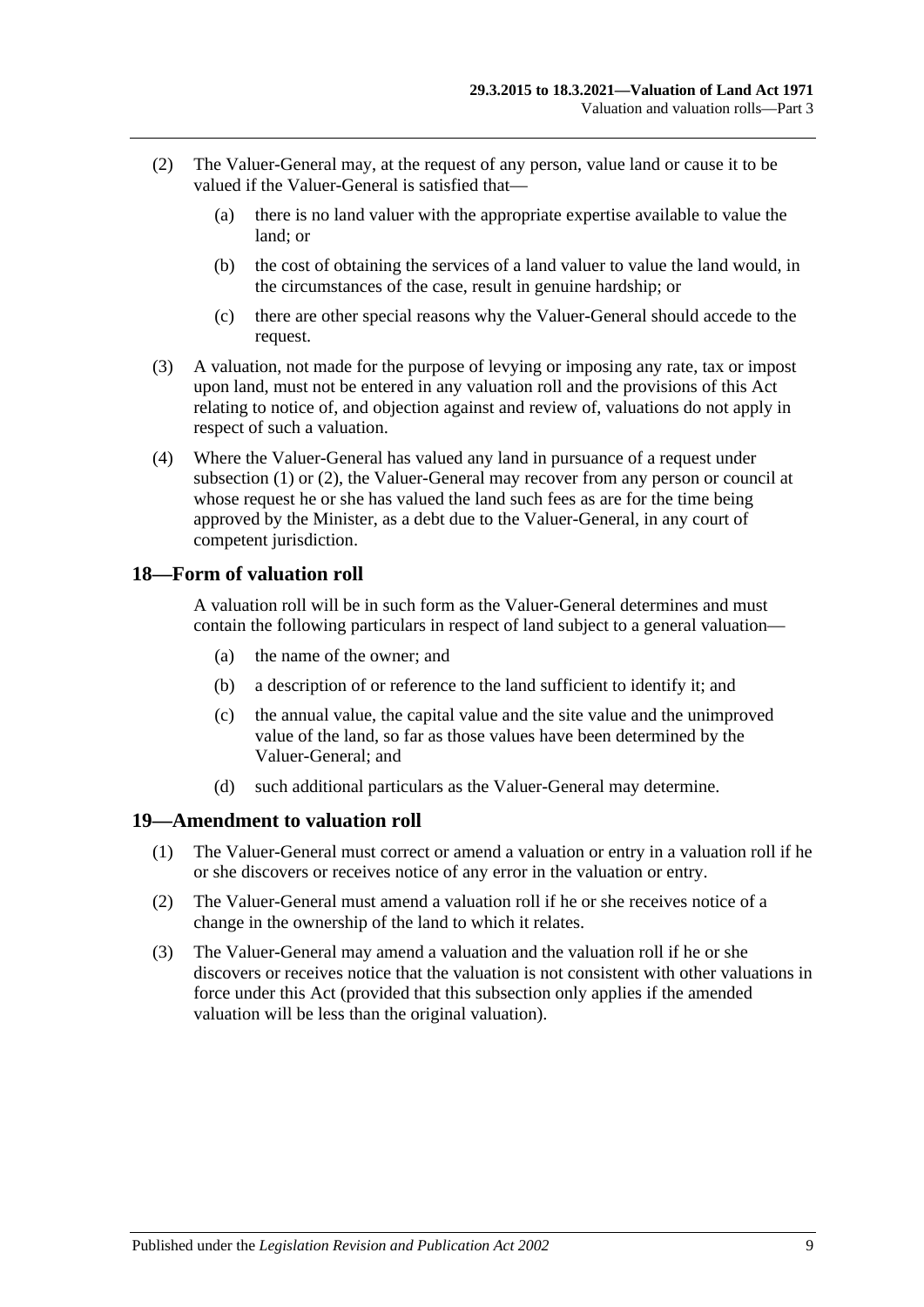(2) The Valuer-General may, at the request of any person, value land or cause it to be valued if the Valuer-General is satisfied that—

(a) there is no land valuer with the appropriate expertise available to value the land; or

(b) the cost of obtaining the services of a land valuer to value the land would, in the circumstances of the case, result in genuine hardship; or

(c) there are other special reasons why the Valuer-General should accede to the request.

(3) A valuation, not made for the purpose of levying or imposing any rate, tax or impost upon land, must not be entered in any valuation roll and the provisions of this Act relating to notice of, and objection against and review of, valuations do not apply in respect of such a valuation.

(4) Where the Valuer-General has valued any land in pursuance of a request under subsection (1) or (2), the Valuer-General may recover from any person or council at whose request he or she has valued the land such fees as are for the time being approved by the Minister, as a debt due to the Valuer-General, in any court of competent jurisdiction.

## 18—Form of valuation roll

A valuation roll will be in such form as the Valuer-General determines and must contain the following particulars in respect of land subject to a general valuation—

(a) the name of the owner; and

(b) a description of or reference to the land sufficient to identify it; and

(c) the annual value, the capital value and the site value and the unimproved value of the land, so far as those values have been determined by the Valuer-General; and

(d) such additional particulars as the Valuer-General may determine.

## 19—Amendment to valuation roll

(1) The Valuer-General must correct or amend a valuation or entry in a valuation roll if he or she discovers or receives notice of any error in the valuation or entry.

(2) The Valuer-General must amend a valuation roll if he or she receives notice of a change in the ownership of the land to which it relates.

(3) The Valuer-General may amend a valuation and the valuation roll if he or she discovers or receives notice that the valuation is not consistent with other valuations in force under this Act (provided that this subsection only applies if the amended valuation will be less than the original valuation).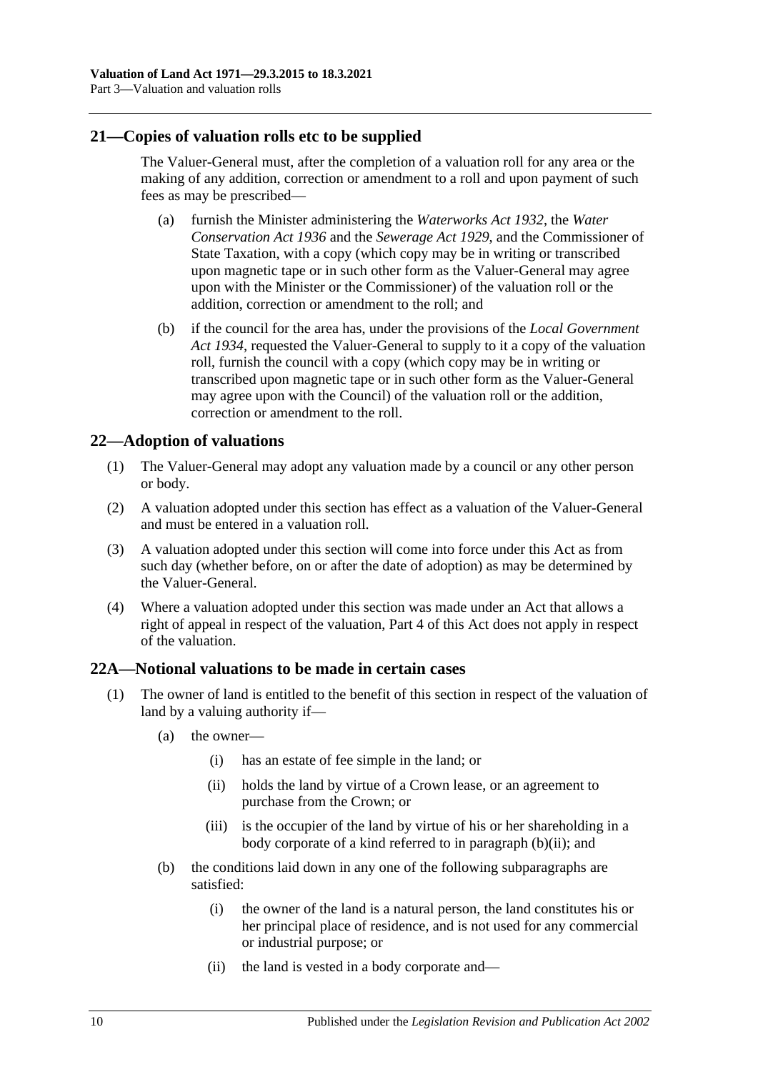## 21—Copies of valuation rolls etc to be supplied

The Valuer-General must, after the completion of a valuation roll for any area or the making of any addition, correction or amendment to a roll and upon payment of such fees as may be prescribed—

(a) furnish the Minister administering the *Waterworks Act 1932*, the *Water Conservation Act 1936* and the *Sewerage Act 1929*, and the Commissioner of State Taxation, with a copy (which copy may be in writing or transcribed upon magnetic tape or in such other form as the Valuer-General may agree upon with the Minister or the Commissioner) of the valuation roll or the addition, correction or amendment to the roll; and

(b) if the council for the area has, under the provisions of the *Local Government Act 1934*, requested the Valuer-General to supply to it a copy of the valuation roll, furnish the council with a copy (which copy may be in writing or transcribed upon magnetic tape or in such other form as the Valuer-General may agree upon with the Council) of the valuation roll or the addition, correction or amendment to the roll.

## 22—Adoption of valuations

(1) The Valuer-General may adopt any valuation made by a council or any other person or body.

(2) A valuation adopted under this section has effect as a valuation of the Valuer-General and must be entered in a valuation roll.

(3) A valuation adopted under this section will come into force under this Act as from such day (whether before, on or after the date of adoption) as may be determined by the Valuer-General.

(4) Where a valuation adopted under this section was made under an Act that allows a right of appeal in respect of the valuation, Part 4 of this Act does not apply in respect of the valuation.

## 22A—Notional valuations to be made in certain cases

(1) The owner of land is entitled to the benefit of this section in respect of the valuation of land by a valuing authority if—

(a) the owner—

(i) has an estate of fee simple in the land; or

(ii) holds the land by virtue of a Crown lease, or an agreement to purchase from the Crown; or

(iii) is the occupier of the land by virtue of his or her shareholding in a body corporate of a kind referred to in paragraph (b)(ii); and

(b) the conditions laid down in any one of the following subparagraphs are satisfied:

(i) the owner of the land is a natural person, the land constitutes his or her principal place of residence, and is not used for any commercial or industrial purpose; or

(ii) the land is vested in a body corporate and—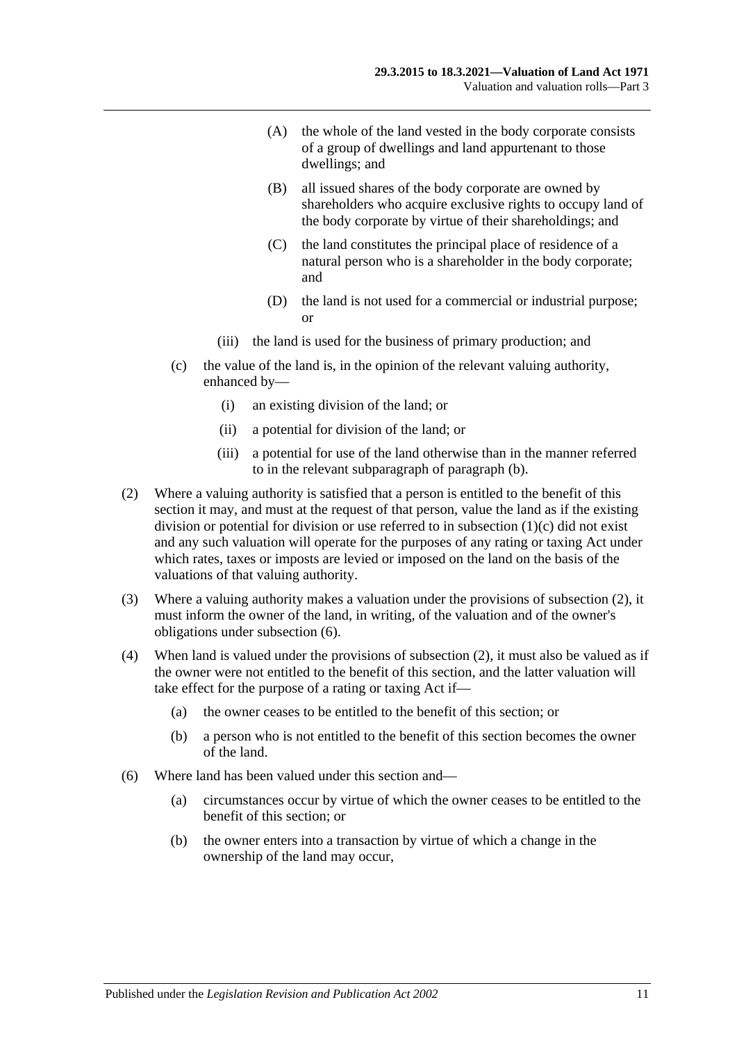(A) the whole of the land vested in the body corporate consists of a group of dwellings and land appurtenant to those dwellings; and

(B) all issued shares of the body corporate are owned by shareholders who acquire exclusive rights to occupy land of the body corporate by virtue of their shareholdings; and

(C) the land constitutes the principal place of residence of a natural person who is a shareholder in the body corporate; and

(D) the land is not used for a commercial or industrial purpose; or

(iii) the land is used for the business of primary production; and

(c) the value of the land is, in the opinion of the relevant valuing authority, enhanced by—

(i) an existing division of the land; or

(ii) a potential for division of the land; or

(iii) a potential for use of the land otherwise than in the manner referred to in the relevant subparagraph of paragraph (b).

(2) Where a valuing authority is satisfied that a person is entitled to the benefit of this section it may, and must at the request of that person, value the land as if the existing division or potential for division or use referred to in subsection (1)(c) did not exist and any such valuation will operate for the purposes of any rating or taxing Act under which rates, taxes or imposts are levied or imposed on the land on the basis of the valuations of that valuing authority.

(3) Where a valuing authority makes a valuation under the provisions of subsection (2), it must inform the owner of the land, in writing, of the valuation and of the owner's obligations under subsection (6).

(4) When land is valued under the provisions of subsection (2), it must also be valued as if the owner were not entitled to the benefit of this section, and the latter valuation will take effect for the purpose of a rating or taxing Act if—

(a) the owner ceases to be entitled to the benefit of this section; or

(b) a person who is not entitled to the benefit of this section becomes the owner of the land.

(6) Where land has been valued under this section and—

(a) circumstances occur by virtue of which the owner ceases to be entitled to the benefit of this section; or

(b) the owner enters into a transaction by virtue of which a change in the ownership of the land may occur,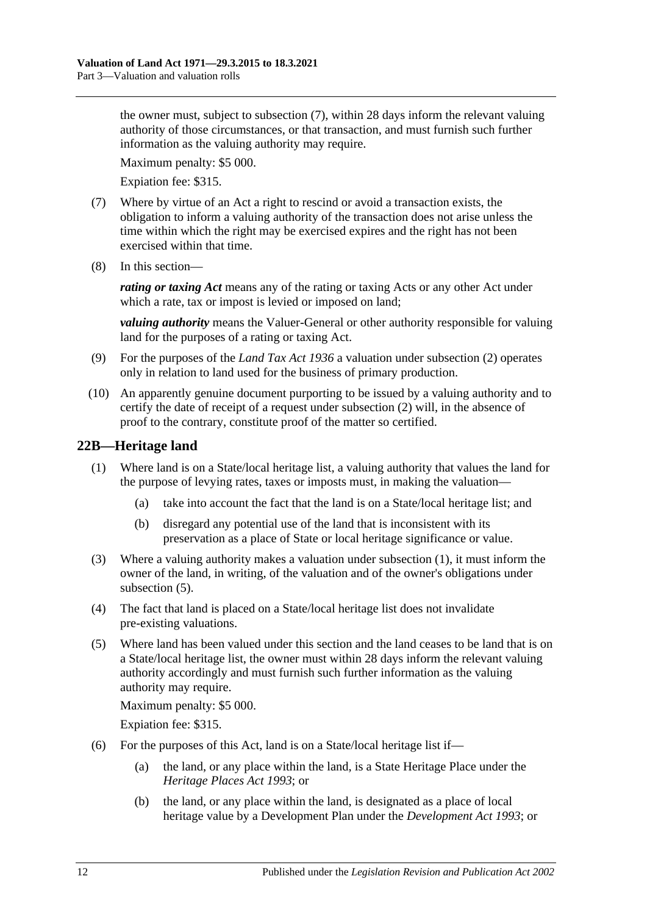the owner must, subject to subsection (7), within 28 days inform the relevant valuing authority of those circumstances, or that transaction, and must furnish such further information as the valuing authority may require.

Maximum penalty: $5 000.

Expiation fee: $315.

(7) Where by virtue of an Act a right to rescind or avoid a transaction exists, the obligation to inform a valuing authority of the transaction does not arise unless the time within which the right may be exercised expires and the right has not been exercised within that time.

(8) In this section—

***rating or taxing Act*** means any of the rating or taxing Acts or any other Act under which a rate, tax or impost is levied or imposed on land;

***valuing authority*** means the Valuer-General or other authority responsible for valuing land for the purposes of a rating or taxing Act.

(9) For the purposes of the *Land Tax Act 1936* a valuation under subsection (2) operates only in relation to land used for the business of primary production.

(10) An apparently genuine document purporting to be issued by a valuing authority and to certify the date of receipt of a request under subsection (2) will, in the absence of proof to the contrary, constitute proof of the matter so certified.

## 22B—Heritage land

(1) Where land is on a State/local heritage list, a valuing authority that values the land for the purpose of levying rates, taxes or imposts must, in making the valuation—

(a) take into account the fact that the land is on a State/local heritage list; and

(b) disregard any potential use of the land that is inconsistent with its preservation as a place of State or local heritage significance or value.

(3) Where a valuing authority makes a valuation under subsection (1), it must inform the owner of the land, in writing, of the valuation and of the owner's obligations under subsection (5).

(4) The fact that land is placed on a State/local heritage list does not invalidate pre-existing valuations.

(5) Where land has been valued under this section and the land ceases to be land that is on a State/local heritage list, the owner must within 28 days inform the relevant valuing authority accordingly and must furnish such further information as the valuing authority may require.

Maximum penalty: $5 000.

Expiation fee: $315.

(6) For the purposes of this Act, land is on a State/local heritage list if—

(a) the land, or any place within the land, is a State Heritage Place under the *Heritage Places Act 1993*; or

(b) the land, or any place within the land, is designated as a place of local heritage value by a Development Plan under the *Development Act 1993*; or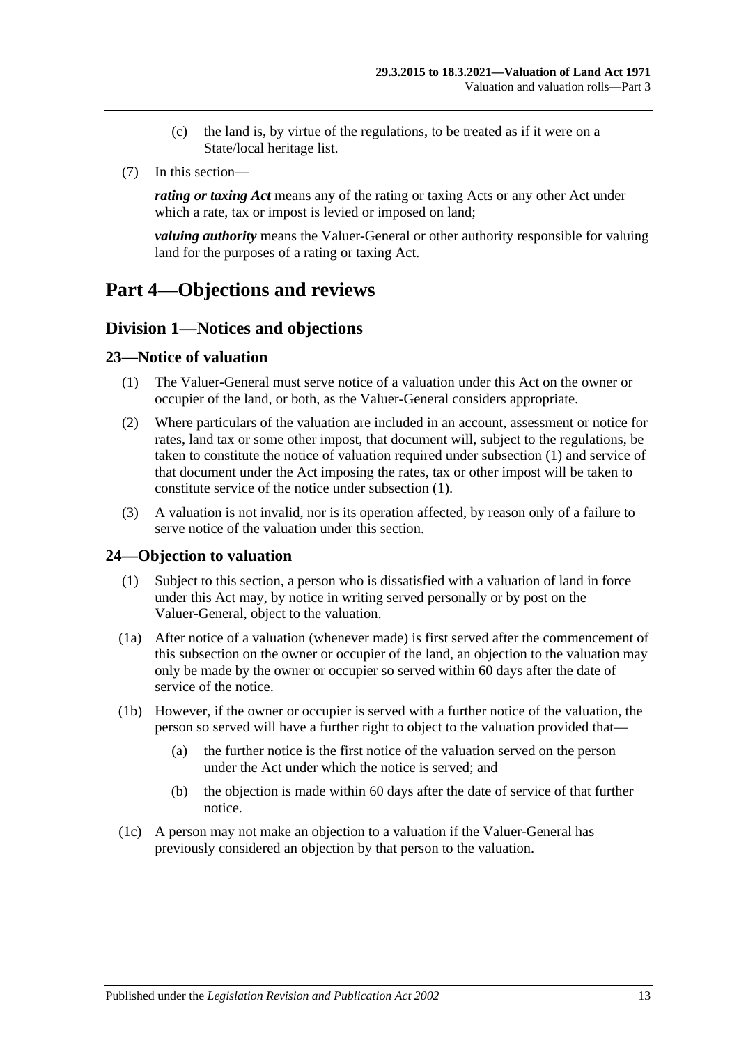(c) the land is, by virtue of the regulations, to be treated as if it were on a State/local heritage list.

(7) In this section—

***rating or taxing Act*** means any of the rating or taxing Acts or any other Act under which a rate, tax or impost is levied or imposed on land;

***valuing authority*** means the Valuer-General or other authority responsible for valuing land for the purposes of a rating or taxing Act.

# Part 4—Objections and reviews

## Division 1—Notices and objections

### 23—Notice of valuation

(1) The Valuer-General must serve notice of a valuation under this Act on the owner or occupier of the land, or both, as the Valuer-General considers appropriate.

(2) Where particulars of the valuation are included in an account, assessment or notice for rates, land tax or some other impost, that document will, subject to the regulations, be taken to constitute the notice of valuation required under subsection (1) and service of that document under the Act imposing the rates, tax or other impost will be taken to constitute service of the notice under subsection (1).

(3) A valuation is not invalid, nor is its operation affected, by reason only of a failure to serve notice of the valuation under this section.

### 24—Objection to valuation

(1) Subject to this section, a person who is dissatisfied with a valuation of land in force under this Act may, by notice in writing served personally or by post on the Valuer-General, object to the valuation.

(1a) After notice of a valuation (whenever made) is first served after the commencement of this subsection on the owner or occupier of the land, an objection to the valuation may only be made by the owner or occupier so served within 60 days after the date of service of the notice.

(1b) However, if the owner or occupier is served with a further notice of the valuation, the person so served will have a further right to object to the valuation provided that—

(a) the further notice is the first notice of the valuation served on the person under the Act under which the notice is served; and

(b) the objection is made within 60 days after the date of service of that further notice.

(1c) A person may not make an objection to a valuation if the Valuer-General has previously considered an objection by that person to the valuation.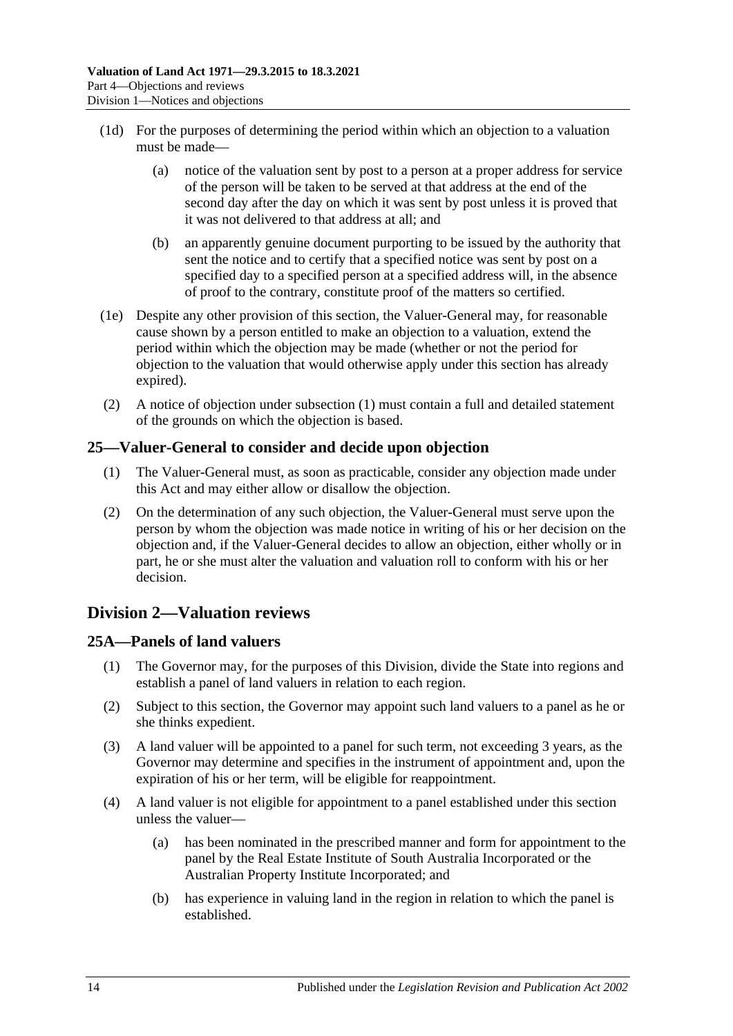(1d) For the purposes of determining the period within which an objection to a valuation must be made—

(a) notice of the valuation sent by post to a person at a proper address for service of the person will be taken to be served at that address at the end of the second day after the day on which it was sent by post unless it is proved that it was not delivered to that address at all; and

(b) an apparently genuine document purporting to be issued by the authority that sent the notice and to certify that a specified notice was sent by post on a specified day to a specified person at a specified address will, in the absence of proof to the contrary, constitute proof of the matters so certified.

(1e) Despite any other provision of this section, the Valuer-General may, for reasonable cause shown by a person entitled to make an objection to a valuation, extend the period within which the objection may be made (whether or not the period for objection to the valuation that would otherwise apply under this section has already expired).

(2) A notice of objection under subsection (1) must contain a full and detailed statement of the grounds on which the objection is based.

## 25—Valuer-General to consider and decide upon objection

(1) The Valuer-General must, as soon as practicable, consider any objection made under this Act and may either allow or disallow the objection.

(2) On the determination of any such objection, the Valuer-General must serve upon the person by whom the objection was made notice in writing of his or her decision on the objection and, if the Valuer-General decides to allow an objection, either wholly or in part, he or she must alter the valuation and valuation roll to conform with his or her decision.

# Division 2—Valuation reviews

## 25A—Panels of land valuers

(1) The Governor may, for the purposes of this Division, divide the State into regions and establish a panel of land valuers in relation to each region.

(2) Subject to this section, the Governor may appoint such land valuers to a panel as he or she thinks expedient.

(3) A land valuer will be appointed to a panel for such term, not exceeding 3 years, as the Governor may determine and specifies in the instrument of appointment and, upon the expiration of his or her term, will be eligible for reappointment.

(4) A land valuer is not eligible for appointment to a panel established under this section unless the valuer—

(a) has been nominated in the prescribed manner and form for appointment to the panel by the Real Estate Institute of South Australia Incorporated or the Australian Property Institute Incorporated; and

(b) has experience in valuing land in the region in relation to which the panel is established.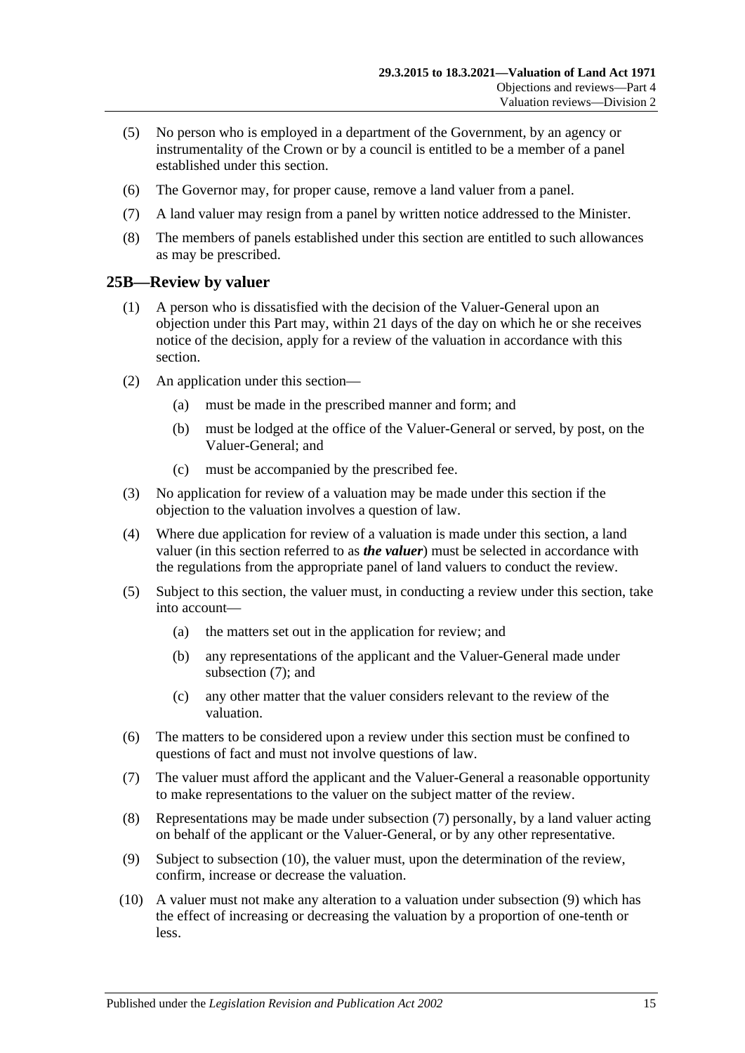(5) No person who is employed in a department of the Government, by an agency or instrumentality of the Crown or by a council is entitled to be a member of a panel established under this section.

(6) The Governor may, for proper cause, remove a land valuer from a panel.

(7) A land valuer may resign from a panel by written notice addressed to the Minister.

(8) The members of panels established under this section are entitled to such allowances as may be prescribed.

## 25B—Review by valuer

(1) A person who is dissatisfied with the decision of the Valuer-General upon an objection under this Part may, within 21 days of the day on which he or she receives notice of the decision, apply for a review of the valuation in accordance with this section.

(2) An application under this section—

- (a) must be made in the prescribed manner and form; and
- (b) must be lodged at the office of the Valuer-General or served, by post, on the Valuer-General; and
- (c) must be accompanied by the prescribed fee.

(3) No application for review of a valuation may be made under this section if the objection to the valuation involves a question of law.

(4) Where due application for review of a valuation is made under this section, a land valuer (in this section referred to as ***the valuer***) must be selected in accordance with the regulations from the appropriate panel of land valuers to conduct the review.

(5) Subject to this section, the valuer must, in conducting a review under this section, take into account—

- (a) the matters set out in the application for review; and
- (b) any representations of the applicant and the Valuer-General made under subsection (7); and
- (c) any other matter that the valuer considers relevant to the review of the valuation.

(6) The matters to be considered upon a review under this section must be confined to questions of fact and must not involve questions of law.

(7) The valuer must afford the applicant and the Valuer-General a reasonable opportunity to make representations to the valuer on the subject matter of the review.

(8) Representations may be made under subsection (7) personally, by a land valuer acting on behalf of the applicant or the Valuer-General, or by any other representative.

(9) Subject to subsection (10), the valuer must, upon the determination of the review, confirm, increase or decrease the valuation.

(10) A valuer must not make any alteration to a valuation under subsection (9) which has the effect of increasing or decreasing the valuation by a proportion of one-tenth or less.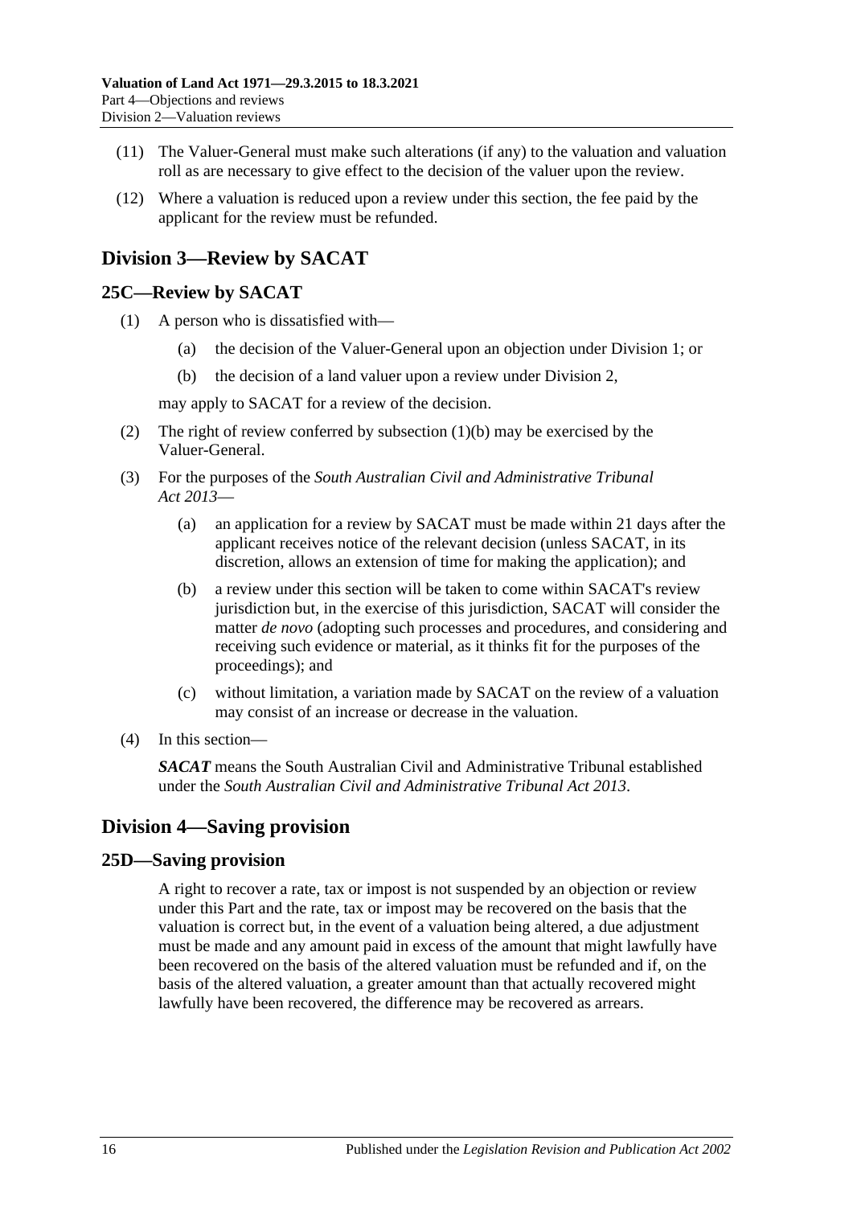(11) The Valuer-General must make such alterations (if any) to the valuation and valuation roll as are necessary to give effect to the decision of the valuer upon the review.

(12) Where a valuation is reduced upon a review under this section, the fee paid by the applicant for the review must be refunded.

## Division 3—Review by SACAT

### 25C—Review by SACAT

(1) A person who is dissatisfied with—

(a) the decision of the Valuer-General upon an objection under Division 1; or

(b) the decision of a land valuer upon a review under Division 2,

may apply to SACAT for a review of the decision.

(2) The right of review conferred by subsection (1)(b) may be exercised by the Valuer-General.

(3) For the purposes of the *South Australian Civil and Administrative Tribunal Act 2013*—

(a) an application for a review by SACAT must be made within 21 days after the applicant receives notice of the relevant decision (unless SACAT, in its discretion, allows an extension of time for making the application); and

(b) a review under this section will be taken to come within SACAT's review jurisdiction but, in the exercise of this jurisdiction, SACAT will consider the matter *de novo* (adopting such processes and procedures, and considering and receiving such evidence or material, as it thinks fit for the purposes of the proceedings); and

(c) without limitation, a variation made by SACAT on the review of a valuation may consist of an increase or decrease in the valuation.

(4) In this section—

***SACAT*** means the South Australian Civil and Administrative Tribunal established under the *South Australian Civil and Administrative Tribunal Act 2013*.

## Division 4—Saving provision

### 25D—Saving provision

A right to recover a rate, tax or impost is not suspended by an objection or review under this Part and the rate, tax or impost may be recovered on the basis that the valuation is correct but, in the event of a valuation being altered, a due adjustment must be made and any amount paid in excess of the amount that might lawfully have been recovered on the basis of the altered valuation must be refunded and if, on the basis of the altered valuation, a greater amount than that actually recovered might lawfully have been recovered, the difference may be recovered as arrears.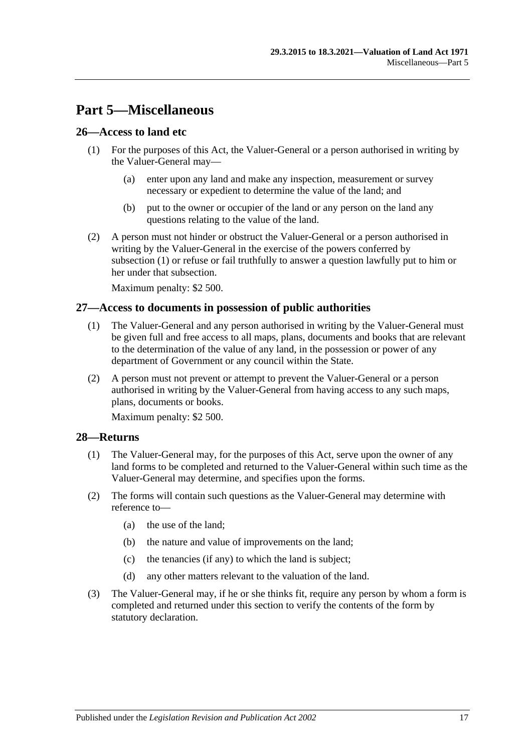# Part 5—Miscellaneous

## 26—Access to land etc

(1) For the purposes of this Act, the Valuer-General or a person authorised in writing by the Valuer-General may—

(a) enter upon any land and make any inspection, measurement or survey necessary or expedient to determine the value of the land; and

(b) put to the owner or occupier of the land or any person on the land any questions relating to the value of the land.

(2) A person must not hinder or obstruct the Valuer-General or a person authorised in writing by the Valuer-General in the exercise of the powers conferred by subsection (1) or refuse or fail truthfully to answer a question lawfully put to him or her under that subsection.

Maximum penalty: $2 500.

## 27—Access to documents in possession of public authorities

(1) The Valuer-General and any person authorised in writing by the Valuer-General must be given full and free access to all maps, plans, documents and books that are relevant to the determination of the value of any land, in the possession or power of any department of Government or any council within the State.

(2) A person must not prevent or attempt to prevent the Valuer-General or a person authorised in writing by the Valuer-General from having access to any such maps, plans, documents or books.

Maximum penalty: $2 500.

## 28—Returns

(1) The Valuer-General may, for the purposes of this Act, serve upon the owner of any land forms to be completed and returned to the Valuer-General within such time as the Valuer-General may determine, and specifies upon the forms.

(2) The forms will contain such questions as the Valuer-General may determine with reference to—

(a) the use of the land;

(b) the nature and value of improvements on the land;

(c) the tenancies (if any) to which the land is subject;

(d) any other matters relevant to the valuation of the land.

(3) The Valuer-General may, if he or she thinks fit, require any person by whom a form is completed and returned under this section to verify the contents of the form by statutory declaration.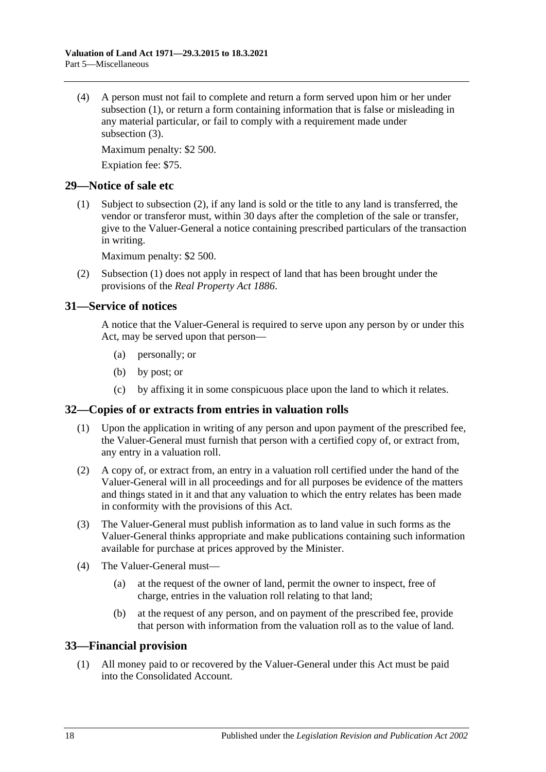(4) A person must not fail to complete and return a form served upon him or her under subsection (1), or return a form containing information that is false or misleading in any material particular, or fail to comply with a requirement made under subsection (3).

Maximum penalty: $2 500.

Expiation fee: $75.

## 29—Notice of sale etc

(1) Subject to subsection (2), if any land is sold or the title to any land is transferred, the vendor or transferor must, within 30 days after the completion of the sale or transfer, give to the Valuer-General a notice containing prescribed particulars of the transaction in writing.

Maximum penalty: $2 500.

(2) Subsection (1) does not apply in respect of land that has been brought under the provisions of the *Real Property Act 1886*.

## 31—Service of notices

A notice that the Valuer-General is required to serve upon any person by or under this Act, may be served upon that person—

- (a) personally; or
- (b) by post; or
- (c) by affixing it in some conspicuous place upon the land to which it relates.

## 32—Copies of or extracts from entries in valuation rolls

(1) Upon the application in writing of any person and upon payment of the prescribed fee, the Valuer-General must furnish that person with a certified copy of, or extract from, any entry in a valuation roll.

(2) A copy of, or extract from, an entry in a valuation roll certified under the hand of the Valuer-General will in all proceedings and for all purposes be evidence of the matters and things stated in it and that any valuation to which the entry relates has been made in conformity with the provisions of this Act.

(3) The Valuer-General must publish information as to land value in such forms as the Valuer-General thinks appropriate and make publications containing such information available for purchase at prices approved by the Minister.

(4) The Valuer-General must—

- (a) at the request of the owner of land, permit the owner to inspect, free of charge, entries in the valuation roll relating to that land;
- (b) at the request of any person, and on payment of the prescribed fee, provide that person with information from the valuation roll as to the value of land.

## 33—Financial provision

(1) All money paid to or recovered by the Valuer-General under this Act must be paid into the Consolidated Account.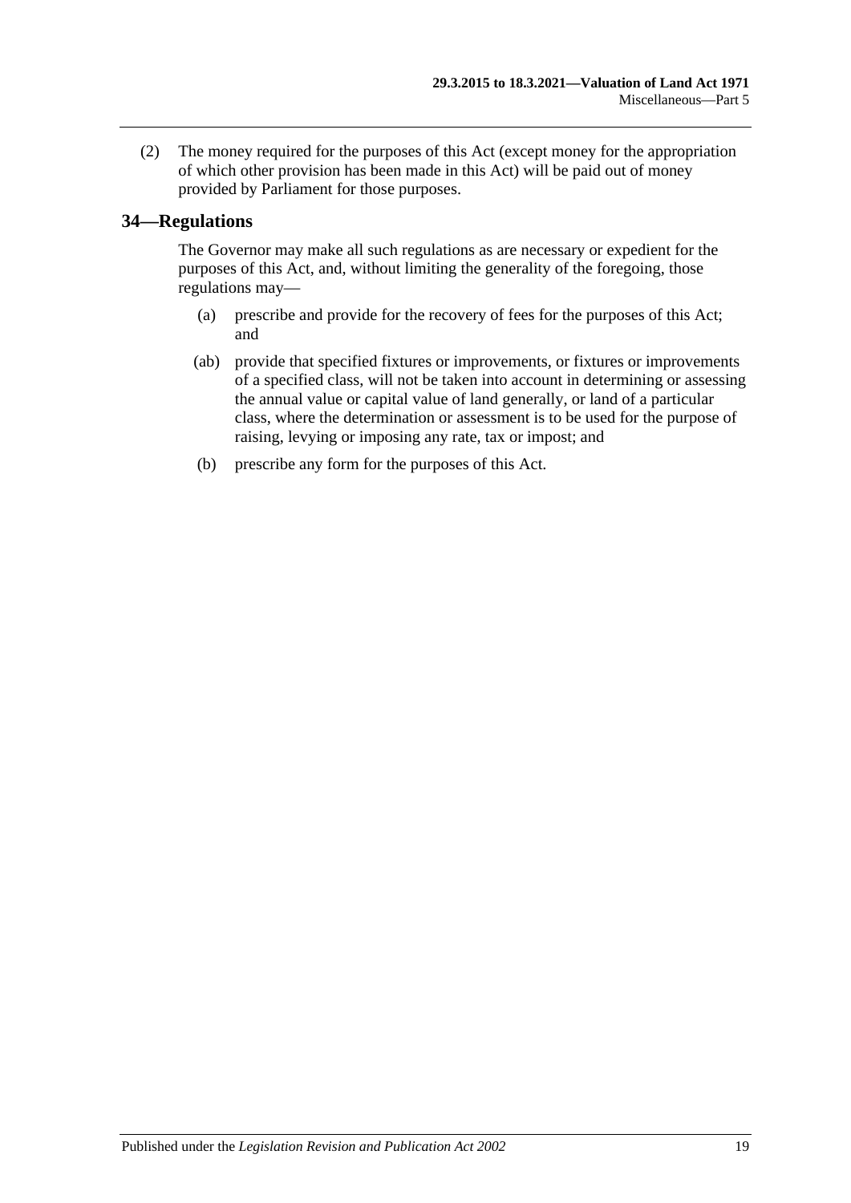(2) The money required for the purposes of this Act (except money for the appropriation of which other provision has been made in this Act) will be paid out of money provided by Parliament for those purposes.

## 34—Regulations

The Governor may make all such regulations as are necessary or expedient for the purposes of this Act, and, without limiting the generality of the foregoing, those regulations may—

(a) prescribe and provide for the recovery of fees for the purposes of this Act; and

(ab) provide that specified fixtures or improvements, or fixtures or improvements of a specified class, will not be taken into account in determining or assessing the annual value or capital value of land generally, or land of a particular class, where the determination or assessment is to be used for the purpose of raising, levying or imposing any rate, tax or impost; and

(b) prescribe any form for the purposes of this Act.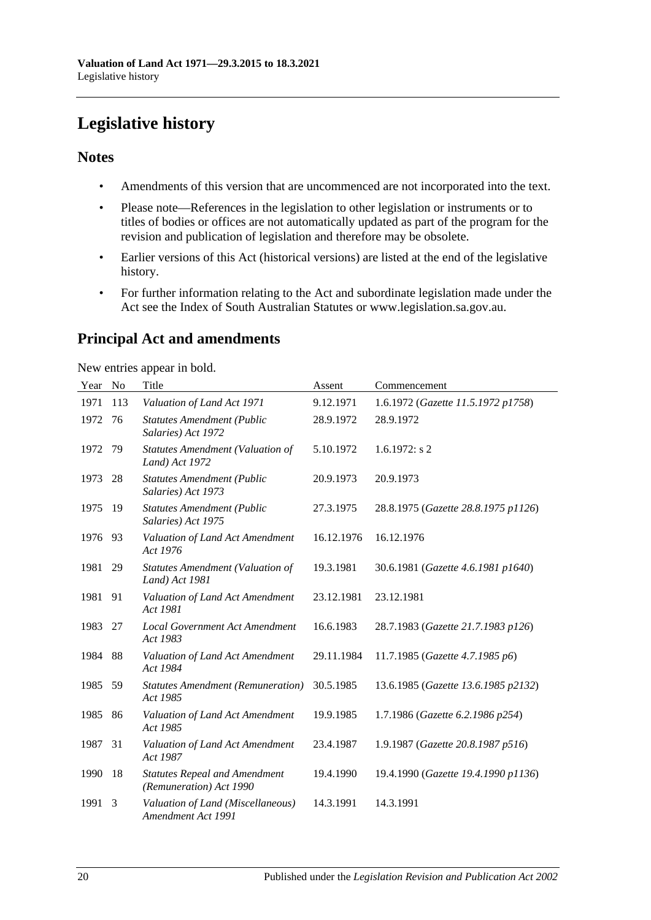# Legislative history

## Notes

- Amendments of this version that are uncommenced are not incorporated into the text.
- Please note—References in the legislation to other legislation or instruments or to titles of bodies or offices are not automatically updated as part of the program for the revision and publication of legislation and therefore may be obsolete.
- Earlier versions of this Act (historical versions) are listed at the end of the legislative history.
- For further information relating to the Act and subordinate legislation made under the Act see the Index of South Australian Statutes or www.legislation.sa.gov.au.

## Principal Act and amendments

New entries appear in bold.

| Year | No | Title | Assent | Commencement |
|---|---|---|---|---|
| 1971 | 113 | *Valuation of Land Act 1971* | 9.12.1971 | 1.6.1972 (*Gazette 11.5.1972 p1758*) |
| 1972 | 76 | *Statutes Amendment (Public Salaries) Act 1972* | 28.9.1972 | 28.9.1972 |
| 1972 | 79 | *Statutes Amendment (Valuation of Land) Act 1972* | 5.10.1972 | 1.6.1972: s 2 |
| 1973 | 28 | *Statutes Amendment (Public Salaries) Act 1973* | 20.9.1973 | 20.9.1973 |
| 1975 | 19 | *Statutes Amendment (Public Salaries) Act 1975* | 27.3.1975 | 28.8.1975 (*Gazette 28.8.1975 p1126*) |
| 1976 | 93 | *Valuation of Land Act Amendment Act 1976* | 16.12.1976 | 16.12.1976 |
| 1981 | 29 | *Statutes Amendment (Valuation of Land) Act 1981* | 19.3.1981 | 30.6.1981 (*Gazette 4.6.1981 p1640*) |
| 1981 | 91 | *Valuation of Land Act Amendment Act 1981* | 23.12.1981 | 23.12.1981 |
| 1983 | 27 | *Local Government Act Amendment Act 1983* | 16.6.1983 | 28.7.1983 (*Gazette 21.7.1983 p126*) |
| 1984 | 88 | *Valuation of Land Act Amendment Act 1984* | 29.11.1984 | 11.7.1985 (*Gazette 4.7.1985 p6*) |
| 1985 | 59 | *Statutes Amendment (Remuneration) Act 1985* | 30.5.1985 | 13.6.1985 (*Gazette 13.6.1985 p2132*) |
| 1985 | 86 | *Valuation of Land Act Amendment Act 1985* | 19.9.1985 | 1.7.1986 (*Gazette 6.2.1986 p254*) |
| 1987 | 31 | *Valuation of Land Act Amendment Act 1987* | 23.4.1987 | 1.9.1987 (*Gazette 20.8.1987 p516*) |
| 1990 | 18 | *Statutes Repeal and Amendment (Remuneration) Act 1990* | 19.4.1990 | 19.4.1990 (*Gazette 19.4.1990 p1136*) |
| 1991 | 3 | *Valuation of Land (Miscellaneous) Amendment Act 1991* | 14.3.1991 | 14.3.1991 |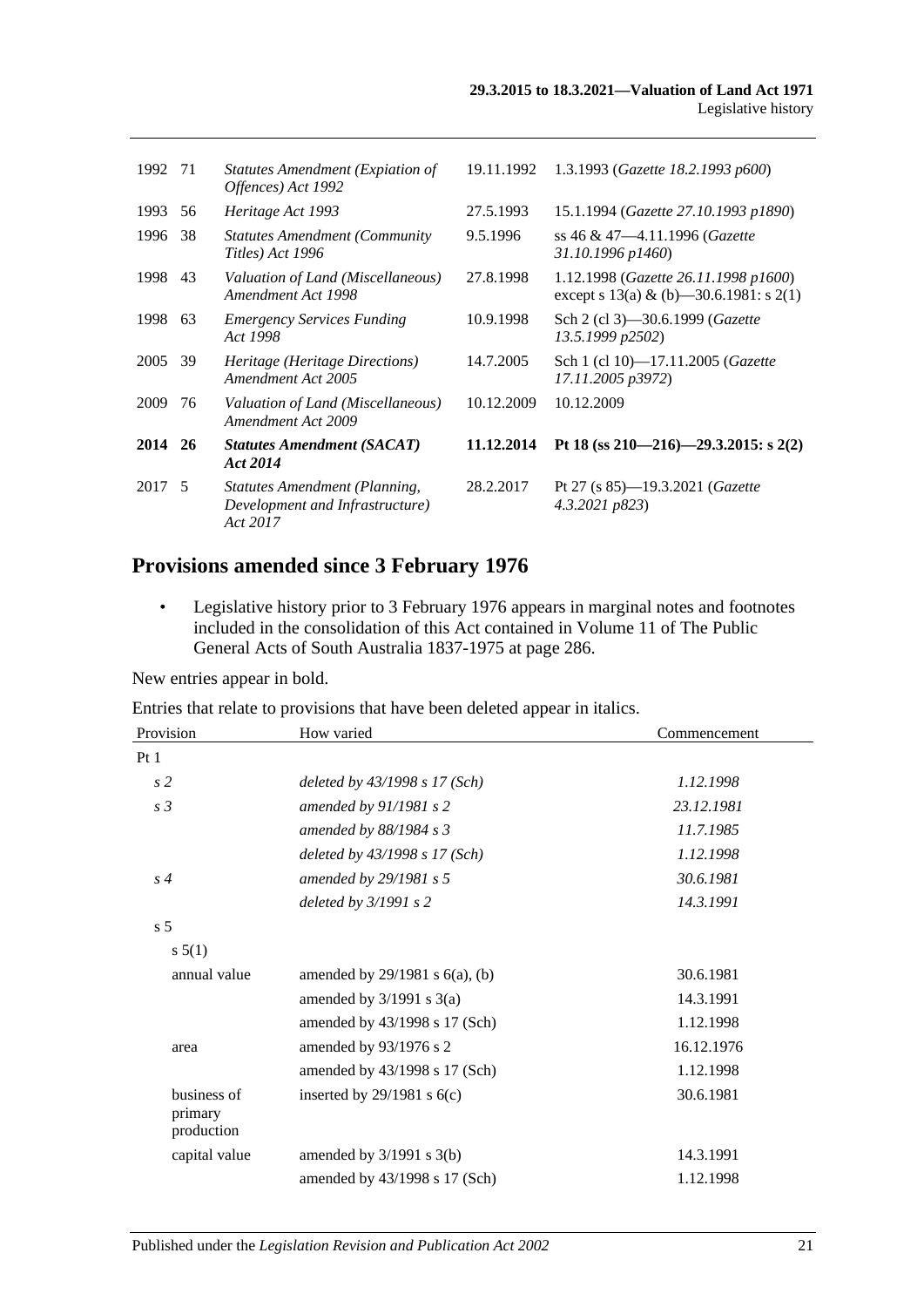| | | | | |
|---|---|---|---|---|
| 1992 | 71 | *Statutes Amendment (Expiation of Offences) Act 1992* | 19.11.1992 | 1.3.1993 (*Gazette 18.2.1993 p600*) |
| 1993 | 56 | *Heritage Act 1993* | 27.5.1993 | 15.1.1994 (*Gazette 27.10.1993 p1890*) |
| 1996 | 38 | *Statutes Amendment (Community Titles) Act 1996* | 9.5.1996 | ss 46 & 47—4.11.1996 (*Gazette 31.10.1996 p1460*) |
| 1998 | 43 | *Valuation of Land (Miscellaneous) Amendment Act 1998* | 27.8.1998 | 1.12.1998 (*Gazette 26.11.1998 p1600*) except s 13(a) & (b)—30.6.1981: s 2(1) |
| 1998 | 63 | *Emergency Services Funding Act 1998* | 10.9.1998 | Sch 2 (cl 3)—30.6.1999 (*Gazette 13.5.1999 p2502*) |
| 2005 | 39 | *Heritage (Heritage Directions) Amendment Act 2005* | 14.7.2005 | Sch 1 (cl 10)—17.11.2005 (*Gazette 17.11.2005 p3972*) |
| 2009 | 76 | *Valuation of Land (Miscellaneous) Amendment Act 2009* | 10.12.2009 | 10.12.2009 |
| **2014** | **26** | ***Statutes Amendment (SACAT) Act 2014*** | **11.12.2014** | **Pt 18 (ss 210—216)—29.3.2015: s 2(2)** |
| 2017 | 5 | *Statutes Amendment (Planning, Development and Infrastructure) Act 2017* | 28.2.2017 | Pt 27 (s 85)—19.3.2021 (*Gazette 4.3.2021 p823*) |

## Provisions amended since 3 February 1976

- Legislative history prior to 3 February 1976 appears in marginal notes and footnotes included in the consolidation of this Act contained in Volume 11 of The Public General Acts of South Australia 1837-1975 at page 286.

New entries appear in bold.

Entries that relate to provisions that have been deleted appear in italics.

| Provision | How varied | Commencement |
|---|---|---|
| Pt 1 | | |
| *s 2* | *deleted by 43/1998 s 17 (Sch)* | *1.12.1998* |
| *s 3* | *amended by 91/1981 s 2* | *23.12.1981* |
| | *amended by 88/1984 s 3* | *11.7.1985* |
| | *deleted by 43/1998 s 17 (Sch)* | *1.12.1998* |
| *s 4* | *amended by 29/1981 s 5* | *30.6.1981* |
| | *deleted by 3/1991 s 2* | *14.3.1991* |
| s 5 | | |
| s 5(1) | | |
| annual value | amended by 29/1981 s 6(a), (b) | 30.6.1981 |
| | amended by 3/1991 s 3(a) | 14.3.1991 |
| | amended by 43/1998 s 17 (Sch) | 1.12.1998 |
| area | amended by 93/1976 s 2 | 16.12.1976 |
| | amended by 43/1998 s 17 (Sch) | 1.12.1998 |
| business of primary production | inserted by 29/1981 s 6(c) | 30.6.1981 |
| capital value | amended by 3/1991 s 3(b) | 14.3.1991 |
| | amended by 43/1998 s 17 (Sch) | 1.12.1998 |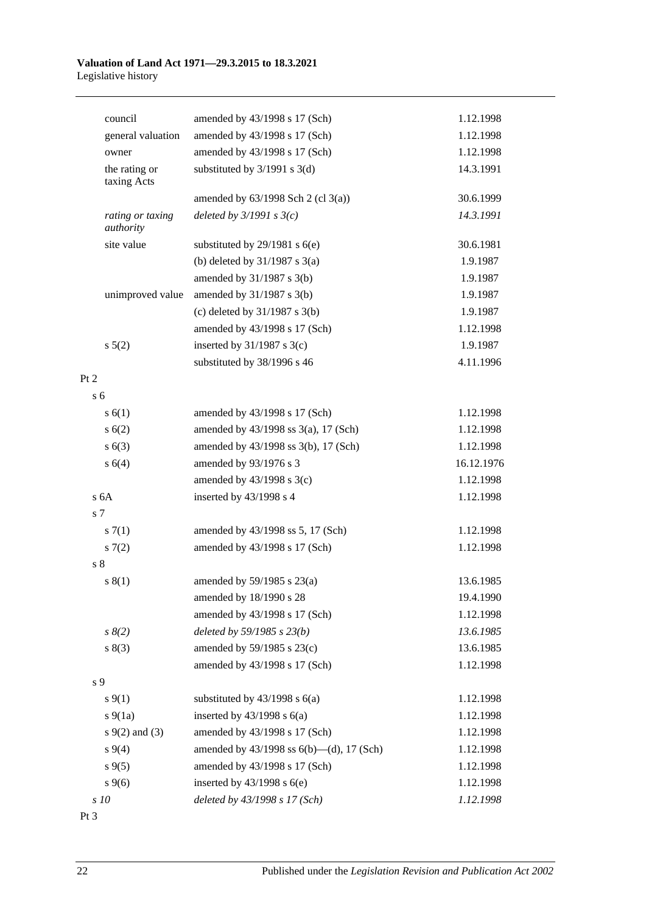| | | |
|---|---|---|
| council | amended by 43/1998 s 17 (Sch) | 1.12.1998 |
| general valuation | amended by 43/1998 s 17 (Sch) | 1.12.1998 |
| owner | amended by 43/1998 s 17 (Sch) | 1.12.1998 |
| the rating or taxing Acts | substituted by 3/1991 s 3(d) | 14.3.1991 |
| | amended by 63/1998 Sch 2 (cl 3(a)) | 30.6.1999 |
| *rating or taxing authority* | *deleted by 3/1991 s 3(c)* | *14.3.1991* |
| site value | substituted by 29/1981 s 6(e) | 30.6.1981 |
| | (b) deleted by 31/1987 s 3(a) | 1.9.1987 |
| | amended by 31/1987 s 3(b) | 1.9.1987 |
| unimproved value | amended by 31/1987 s 3(b) | 1.9.1987 |
| | (c) deleted by 31/1987 s 3(b) | 1.9.1987 |
| | amended by 43/1998 s 17 (Sch) | 1.12.1998 |
| s 5(2) | inserted by 31/1987 s 3(c) | 1.9.1987 |
| | substituted by 38/1996 s 46 | 4.11.1996 |
| Pt 2 | | |
| s 6 | | |
| s 6(1) | amended by 43/1998 s 17 (Sch) | 1.12.1998 |
| s 6(2) | amended by 43/1998 ss 3(a), 17 (Sch) | 1.12.1998 |
| s 6(3) | amended by 43/1998 ss 3(b), 17 (Sch) | 1.12.1998 |
| s 6(4) | amended by 93/1976 s 3 | 16.12.1976 |
| | amended by 43/1998 s 3(c) | 1.12.1998 |
| s 6A | inserted by 43/1998 s 4 | 1.12.1998 |
| s 7 | | |
| s 7(1) | amended by 43/1998 ss 5, 17 (Sch) | 1.12.1998 |
| s 7(2) | amended by 43/1998 s 17 (Sch) | 1.12.1998 |
| s 8 | | |
| s 8(1) | amended by 59/1985 s 23(a) | 13.6.1985 |
| | amended by 18/1990 s 28 | 19.4.1990 |
| | amended by 43/1998 s 17 (Sch) | 1.12.1998 |
| *s 8(2)* | *deleted by 59/1985 s 23(b)* | *13.6.1985* |
| s 8(3) | amended by 59/1985 s 23(c) | 13.6.1985 |
| | amended by 43/1998 s 17 (Sch) | 1.12.1998 |
| s 9 | | |
| s 9(1) | substituted by 43/1998 s 6(a) | 1.12.1998 |
| s 9(1a) | inserted by 43/1998 s 6(a) | 1.12.1998 |
| s 9(2) and (3) | amended by 43/1998 s 17 (Sch) | 1.12.1998 |
| s 9(4) | amended by 43/1998 ss 6(b)—(d), 17 (Sch) | 1.12.1998 |
| s 9(5) | amended by 43/1998 s 17 (Sch) | 1.12.1998 |
| s 9(6) | inserted by 43/1998 s 6(e) | 1.12.1998 |
| *s 10* | *deleted by 43/1998 s 17 (Sch)* | *1.12.1998* |
| Pt 3 | | |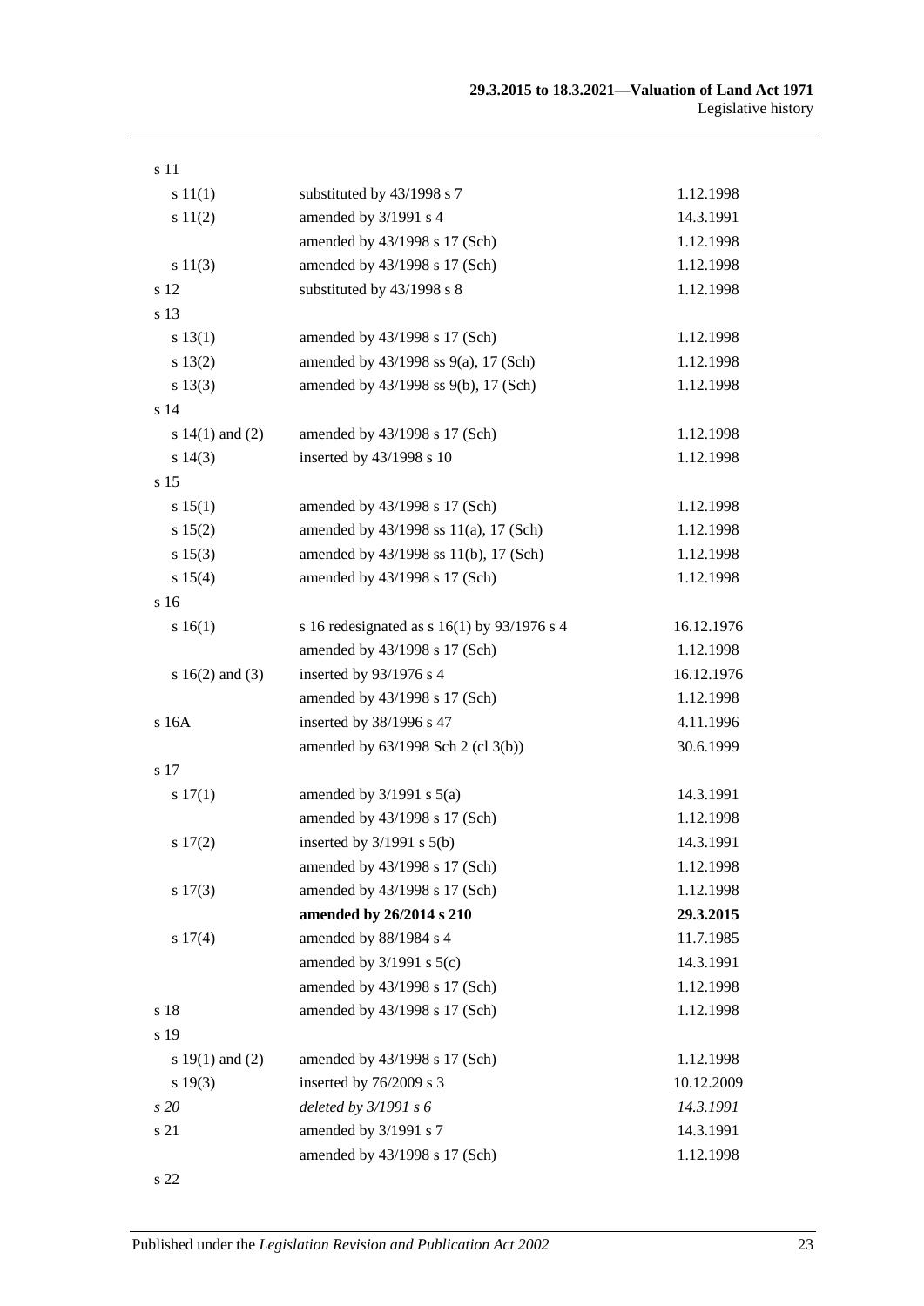| | | |
|---|---|---|
| s 11 | | |
| s 11(1) | substituted by 43/1998 s 7 | 1.12.1998 |
| s 11(2) | amended by 3/1991 s 4 | 14.3.1991 |
| | amended by 43/1998 s 17 (Sch) | 1.12.1998 |
| s 11(3) | amended by 43/1998 s 17 (Sch) | 1.12.1998 |
| s 12 | substituted by 43/1998 s 8 | 1.12.1998 |
| s 13 | | |
| s 13(1) | amended by 43/1998 s 17 (Sch) | 1.12.1998 |
| s 13(2) | amended by 43/1998 ss 9(a), 17 (Sch) | 1.12.1998 |
| s 13(3) | amended by 43/1998 ss 9(b), 17 (Sch) | 1.12.1998 |
| s 14 | | |
| s 14(1) and (2) | amended by 43/1998 s 17 (Sch) | 1.12.1998 |
| s 14(3) | inserted by 43/1998 s 10 | 1.12.1998 |
| s 15 | | |
| s 15(1) | amended by 43/1998 s 17 (Sch) | 1.12.1998 |
| s 15(2) | amended by 43/1998 ss 11(a), 17 (Sch) | 1.12.1998 |
| s 15(3) | amended by 43/1998 ss 11(b), 17 (Sch) | 1.12.1998 |
| s 15(4) | amended by 43/1998 s 17 (Sch) | 1.12.1998 |
| s 16 | | |
| s 16(1) | s 16 redesignated as s 16(1) by 93/1976 s 4 | 16.12.1976 |
| | amended by 43/1998 s 17 (Sch) | 1.12.1998 |
| s 16(2) and (3) | inserted by 93/1976 s 4 | 16.12.1976 |
| | amended by 43/1998 s 17 (Sch) | 1.12.1998 |
| s 16A | inserted by 38/1996 s 47 | 4.11.1996 |
| | amended by 63/1998 Sch 2 (cl 3(b)) | 30.6.1999 |
| s 17 | | |
| s 17(1) | amended by 3/1991 s 5(a) | 14.3.1991 |
| | amended by 43/1998 s 17 (Sch) | 1.12.1998 |
| s 17(2) | inserted by 3/1991 s 5(b) | 14.3.1991 |
| | amended by 43/1998 s 17 (Sch) | 1.12.1998 |
| s 17(3) | amended by 43/1998 s 17 (Sch) | 1.12.1998 |
| | **amended by 26/2014 s 210** | **29.3.2015** |
| s 17(4) | amended by 88/1984 s 4 | 11.7.1985 |
| | amended by 3/1991 s 5(c) | 14.3.1991 |
| | amended by 43/1998 s 17 (Sch) | 1.12.1998 |
| s 18 | amended by 43/1998 s 17 (Sch) | 1.12.1998 |
| s 19 | | |
| s 19(1) and (2) | amended by 43/1998 s 17 (Sch) | 1.12.1998 |
| s 19(3) | inserted by 76/2009 s 3 | 10.12.2009 |
| *s 20* | *deleted by 3/1991 s 6* | *14.3.1991* |
| s 21 | amended by 3/1991 s 7 | 14.3.1991 |
| | amended by 43/1998 s 17 (Sch) | 1.12.1998 |
| s 22 | | |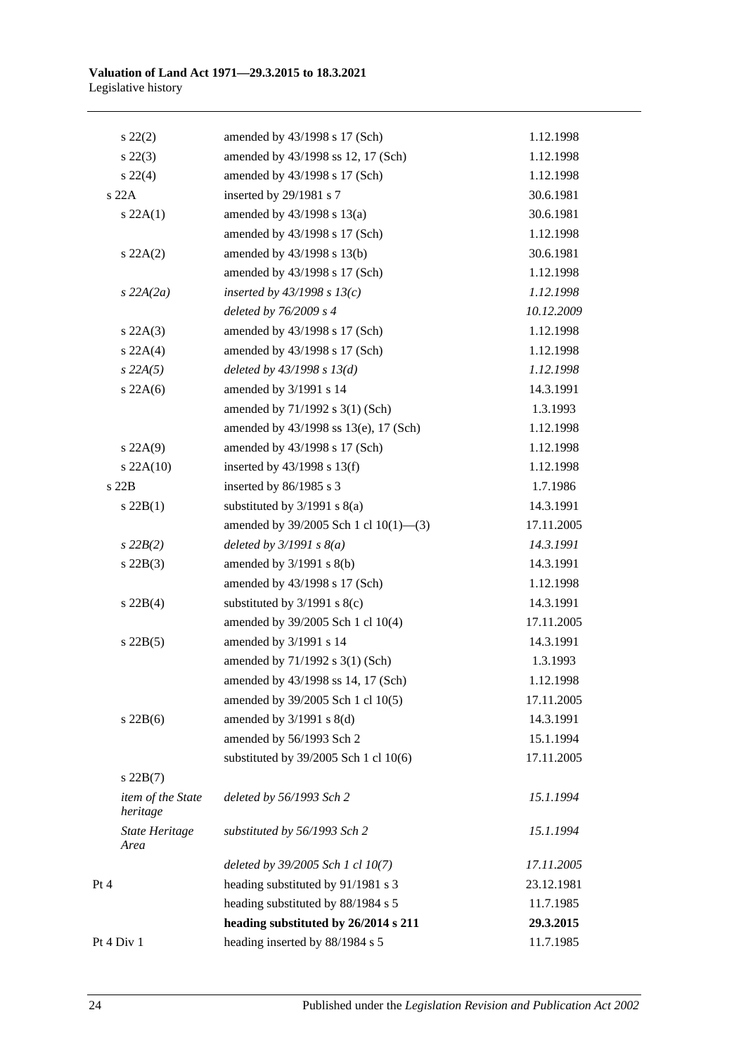| | | |
|---|---|---|
| s 22(2) | amended by 43/1998 s 17 (Sch) | 1.12.1998 |
| s 22(3) | amended by 43/1998 ss 12, 17 (Sch) | 1.12.1998 |
| s 22(4) | amended by 43/1998 s 17 (Sch) | 1.12.1998 |
| s 22A | inserted by 29/1981 s 7 | 30.6.1981 |
| s 22A(1) | amended by 43/1998 s 13(a) | 30.6.1981 |
| | amended by 43/1998 s 17 (Sch) | 1.12.1998 |
| s 22A(2) | amended by 43/1998 s 13(b) | 30.6.1981 |
| | amended by 43/1998 s 17 (Sch) | 1.12.1998 |
| *s 22A(2a)* | *inserted by 43/1998 s 13(c)* | *1.12.1998* |
| | *deleted by 76/2009 s 4* | *10.12.2009* |
| s 22A(3) | amended by 43/1998 s 17 (Sch) | 1.12.1998 |
| s 22A(4) | amended by 43/1998 s 17 (Sch) | 1.12.1998 |
| *s 22A(5)* | *deleted by 43/1998 s 13(d)* | *1.12.1998* |
| s 22A(6) | amended by 3/1991 s 14 | 14.3.1991 |
| | amended by 71/1992 s 3(1) (Sch) | 1.3.1993 |
| | amended by 43/1998 ss 13(e), 17 (Sch) | 1.12.1998 |
| s 22A(9) | amended by 43/1998 s 17 (Sch) | 1.12.1998 |
| s 22A(10) | inserted by 43/1998 s 13(f) | 1.12.1998 |
| s 22B | inserted by 86/1985 s 3 | 1.7.1986 |
| s 22B(1) | substituted by 3/1991 s 8(a) | 14.3.1991 |
| | amended by 39/2005 Sch 1 cl 10(1)—(3) | 17.11.2005 |
| *s 22B(2)* | *deleted by 3/1991 s 8(a)* | *14.3.1991* |
| s 22B(3) | amended by 3/1991 s 8(b) | 14.3.1991 |
| | amended by 43/1998 s 17 (Sch) | 1.12.1998 |
| s 22B(4) | substituted by 3/1991 s 8(c) | 14.3.1991 |
| | amended by 39/2005 Sch 1 cl 10(4) | 17.11.2005 |
| s 22B(5) | amended by 3/1991 s 14 | 14.3.1991 |
| | amended by 71/1992 s 3(1) (Sch) | 1.3.1993 |
| | amended by 43/1998 ss 14, 17 (Sch) | 1.12.1998 |
| | amended by 39/2005 Sch 1 cl 10(5) | 17.11.2005 |
| s 22B(6) | amended by 3/1991 s 8(d) | 14.3.1991 |
| | amended by 56/1993 Sch 2 | 15.1.1994 |
| | substituted by 39/2005 Sch 1 cl 10(6) | 17.11.2005 |
| s 22B(7) | | |
| *item of the State heritage* | *deleted by 56/1993 Sch 2* | *15.1.1994* |
| *State Heritage Area* | *substituted by 56/1993 Sch 2* | *15.1.1994* |
| | *deleted by 39/2005 Sch 1 cl 10(7)* | *17.11.2005* |
| Pt 4 | heading substituted by 91/1981 s 3 | 23.12.1981 |
| | heading substituted by 88/1984 s 5 | 11.7.1985 |
| | **heading substituted by 26/2014 s 211** | **29.3.2015** |
| Pt 4 Div 1 | heading inserted by 88/1984 s 5 | 11.7.1985 |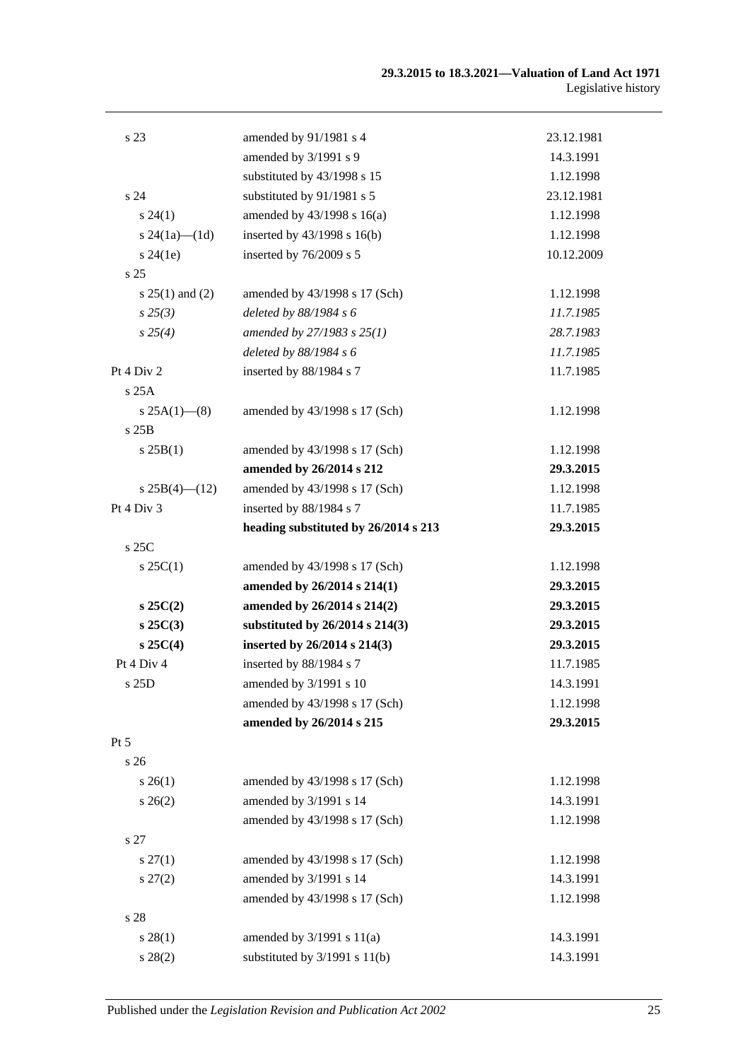| | | |
|---|---|---|
| s 23 | amended by 91/1981 s 4 | 23.12.1981 |
| | amended by 3/1991 s 9 | 14.3.1991 |
| | substituted by 43/1998 s 15 | 1.12.1998 |
| s 24 | substituted by 91/1981 s 5 | 23.12.1981 |
| s 24(1) | amended by 43/1998 s 16(a) | 1.12.1998 |
| s 24(1a)—(1d) | inserted by 43/1998 s 16(b) | 1.12.1998 |
| s 24(1e) | inserted by 76/2009 s 5 | 10.12.2009 |
| s 25 | | |
| s 25(1) and (2) | amended by 43/1998 s 17 (Sch) | 1.12.1998 |
| *s 25(3)* | *deleted by 88/1984 s 6* | *11.7.1985* |
| *s 25(4)* | *amended by 27/1983 s 25(1)* | *28.7.1983* |
| | *deleted by 88/1984 s 6* | *11.7.1985* |
| Pt 4 Div 2 | inserted by 88/1984 s 7 | 11.7.1985 |
| s 25A | | |
| s 25A(1)—(8) | amended by 43/1998 s 17 (Sch) | 1.12.1998 |
| s 25B | | |
| s 25B(1) | amended by 43/1998 s 17 (Sch) | 1.12.1998 |
| | **amended by 26/2014 s 212** | **29.3.2015** |
| s 25B(4)—(12) | amended by 43/1998 s 17 (Sch) | 1.12.1998 |
| Pt 4 Div 3 | inserted by 88/1984 s 7 | 11.7.1985 |
| | **heading substituted by 26/2014 s 213** | **29.3.2015** |
| s 25C | | |
| s 25C(1) | amended by 43/1998 s 17 (Sch) | 1.12.1998 |
| | **amended by 26/2014 s 214(1)** | **29.3.2015** |
| **s 25C(2)** | **amended by 26/2014 s 214(2)** | **29.3.2015** |
| **s 25C(3)** | **substituted by 26/2014 s 214(3)** | **29.3.2015** |
| **s 25C(4)** | **inserted by 26/2014 s 214(3)** | **29.3.2015** |
| Pt 4 Div 4 | inserted by 88/1984 s 7 | 11.7.1985 |
| s 25D | amended by 3/1991 s 10 | 14.3.1991 |
| | amended by 43/1998 s 17 (Sch) | 1.12.1998 |
| | **amended by 26/2014 s 215** | **29.3.2015** |
| Pt 5 | | |
| s 26 | | |
| s 26(1) | amended by 43/1998 s 17 (Sch) | 1.12.1998 |
| s 26(2) | amended by 3/1991 s 14 | 14.3.1991 |
| | amended by 43/1998 s 17 (Sch) | 1.12.1998 |
| s 27 | | |
| s 27(1) | amended by 43/1998 s 17 (Sch) | 1.12.1998 |
| s 27(2) | amended by 3/1991 s 14 | 14.3.1991 |
| | amended by 43/1998 s 17 (Sch) | 1.12.1998 |
| s 28 | | |
| s 28(1) | amended by 3/1991 s 11(a) | 14.3.1991 |
| s 28(2) | substituted by 3/1991 s 11(b) | 14.3.1991 |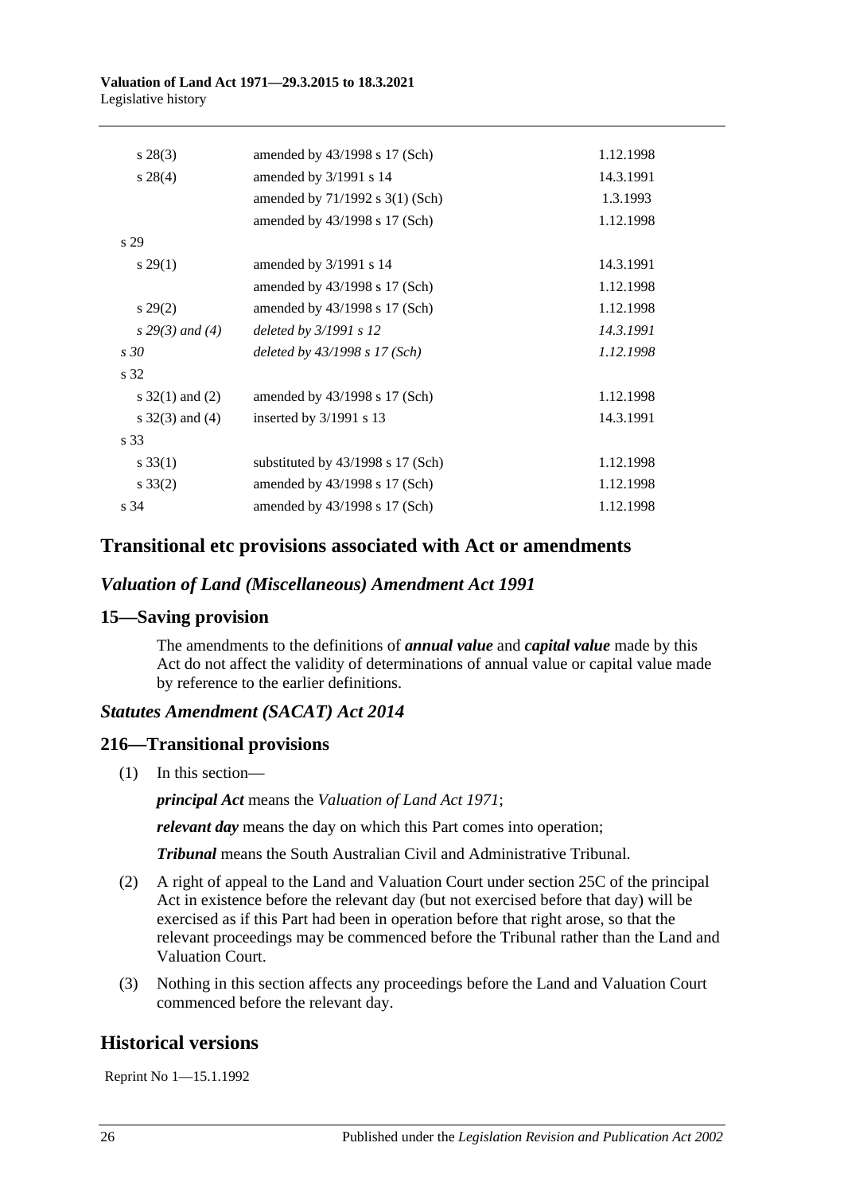| | | |
|---|---|---|
| s 28(3) | amended by 43/1998 s 17 (Sch) | 1.12.1998 |
| s 28(4) | amended by 3/1991 s 14 | 14.3.1991 |
| | amended by 71/1992 s 3(1) (Sch) | 1.3.1993 |
| | amended by 43/1998 s 17 (Sch) | 1.12.1998 |
| s 29 | | |
| s 29(1) | amended by 3/1991 s 14 | 14.3.1991 |
| | amended by 43/1998 s 17 (Sch) | 1.12.1998 |
| s 29(2) | amended by 43/1998 s 17 (Sch) | 1.12.1998 |
| *s 29(3) and (4)* | *deleted by 3/1991 s 12* | *14.3.1991* |
| *s 30* | *deleted by 43/1998 s 17 (Sch)* | *1.12.1998* |
| s 32 | | |
| s 32(1) and (2) | amended by 43/1998 s 17 (Sch) | 1.12.1998 |
| s 32(3) and (4) | inserted by 3/1991 s 13 | 14.3.1991 |
| s 33 | | |
| s 33(1) | substituted by 43/1998 s 17 (Sch) | 1.12.1998 |
| s 33(2) | amended by 43/1998 s 17 (Sch) | 1.12.1998 |
| s 34 | amended by 43/1998 s 17 (Sch) | 1.12.1998 |

## Transitional etc provisions associated with Act or amendments

### *Valuation of Land (Miscellaneous) Amendment Act 1991*

### 15—Saving provision

The amendments to the definitions of ***annual value*** and ***capital value*** made by this Act do not affect the validity of determinations of annual value or capital value made by reference to the earlier definitions.

### *Statutes Amendment (SACAT) Act 2014*

### 216—Transitional provisions

(1) In this section—

***principal Act*** means the *Valuation of Land Act 1971*;

***relevant day*** means the day on which this Part comes into operation;

***Tribunal*** means the South Australian Civil and Administrative Tribunal.

(2) A right of appeal to the Land and Valuation Court under section 25C of the principal Act in existence before the relevant day (but not exercised before that day) will be exercised as if this Part had been in operation before that right arose, so that the relevant proceedings may be commenced before the Tribunal rather than the Land and Valuation Court.

(3) Nothing in this section affects any proceedings before the Land and Valuation Court commenced before the relevant day.

## Historical versions

Reprint No 1—15.1.1992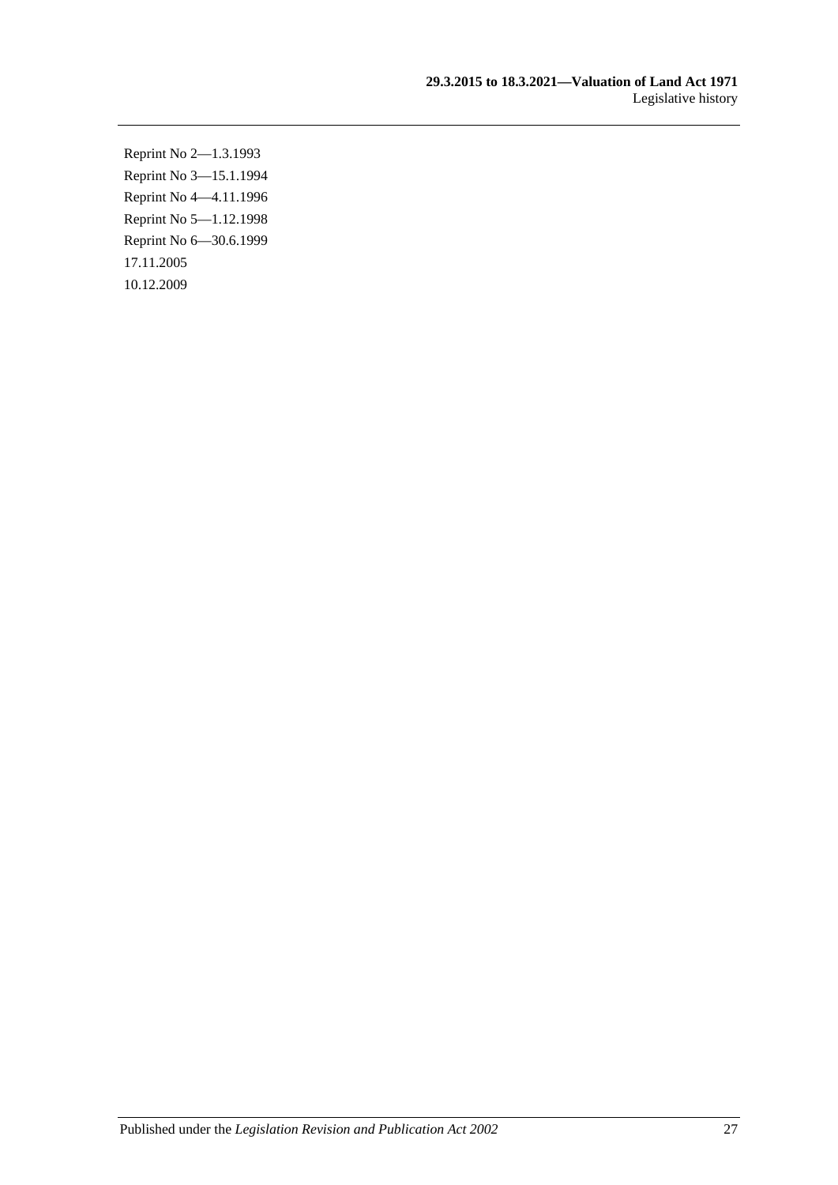Reprint No 2—1.3.1993

Reprint No 3—15.1.1994

Reprint No 4—4.11.1996

Reprint No 5—1.12.1998

Reprint No 6—30.6.1999

17.11.2005

10.12.2009